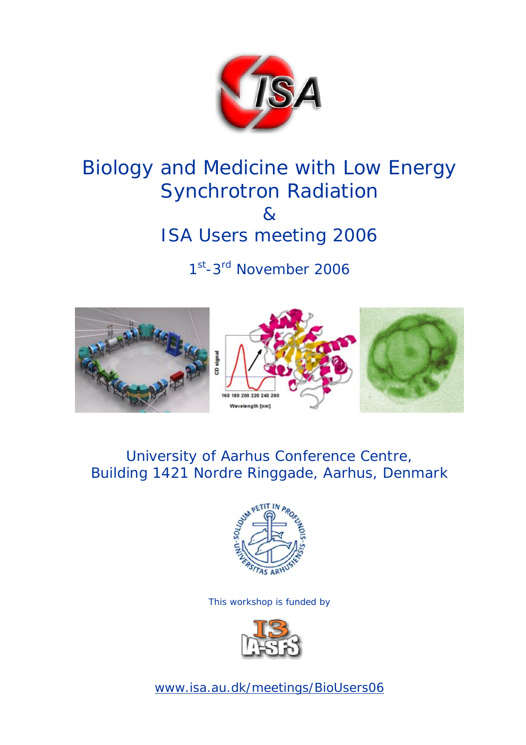# Biology and Medicine with Low Energy Synchrotron Radiation & ISA Users meeting 2006

1st-3rd November 2006

University of Aarhus Conference Centre,
Building 1421 Nordre Ringgade, Aarhus, Denmark

This workshop is funded by

www.isa.au.dk/meetings/BioUsers06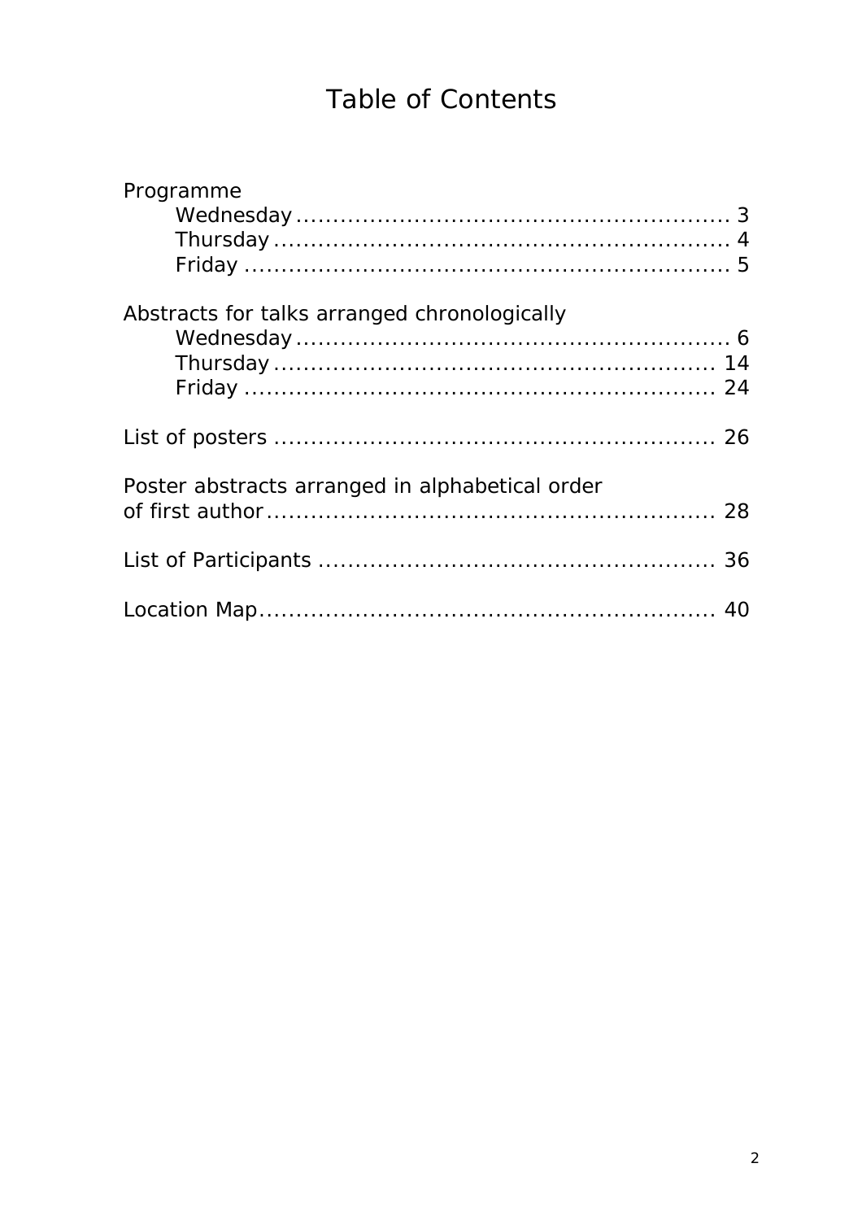# Table of Contents

Programme

- Wednesday ........................................................ 3
- Thursday .......................................................... 4
- Friday ............................................................. 5

Abstracts for talks arranged chronologically

- Wednesday ........................................................ 6
- Thursday .......................................................... 14
- Friday ............................................................. 24

List of posters ........................................................ 26

Poster abstracts arranged in alphabetical order of first author ........................................................ 28

List of Participants .................................................. 36

Location Map .......................................................... 40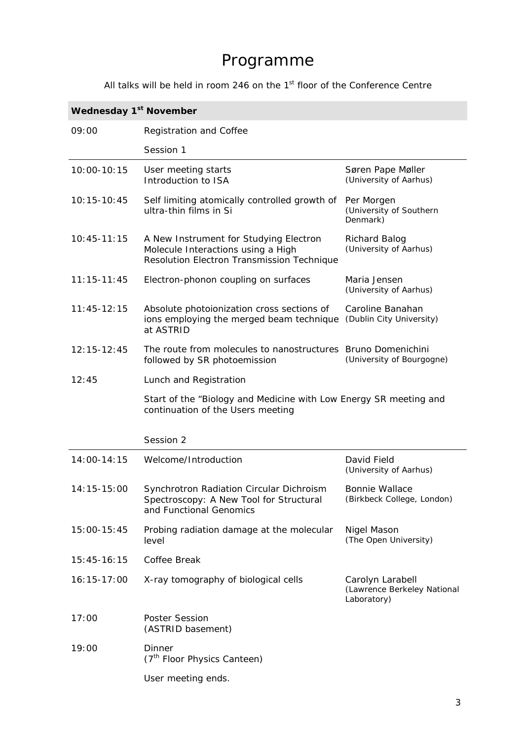# Programme

All talks will be held in room 246 on the 1st floor of the Conference Centre

| **Wednesday 1st November** | | |
|---|---|---|
| 09:00 | Registration and Coffee | |
| | Session 1 | |
| 10:00-10:15 | User meeting starts<br>Introduction to ISA | Søren Pape Møller<br>(University of Aarhus) |
| 10:15-10:45 | Self limiting atomically controlled growth of ultra-thin films in Si | Per Morgen<br>(University of Southern Denmark) |
| 10:45-11:15 | A New Instrument for Studying Electron Molecule Interactions using a High Resolution Electron Transmission Technique | Richard Balog<br>(University of Aarhus) |
| 11:15-11:45 | Electron-phonon coupling on surfaces | Maria Jensen<br>(University of Aarhus) |
| 11:45-12:15 | Absolute photoionization cross sections of ions employing the merged beam technique at ASTRID | Caroline Banahan<br>(Dublin City University) |
| 12:15-12:45 | The route from molecules to nanostructures followed by SR photoemission | Bruno Domenichini<br>(University of Bourgogne) |
| 12:45 | Lunch and Registration | |
| | Start of the "Biology and Medicine with Low Energy SR meeting and continuation of the Users meeting | |
| | Session 2 | |
| 14:00-14:15 | Welcome/Introduction | David Field<br>(University of Aarhus) |
| 14:15-15:00 | Synchrotron Radiation Circular Dichroism Spectroscopy: A New Tool for Structural and Functional Genomics | Bonnie Wallace<br>(Birkbeck College, London) |
| 15:00-15:45 | Probing radiation damage at the molecular level | Nigel Mason<br>(The Open University) |
| 15:45-16:15 | Coffee Break | |
| 16:15-17:00 | X-ray tomography of biological cells | Carolyn Larabell<br>(Lawrence Berkeley National Laboratory) |
| 17:00 | Poster Session<br>(ASTRID basement) | |
| 19:00 | Dinner<br>(7th Floor Physics Canteen) | |
| | User meeting ends. | |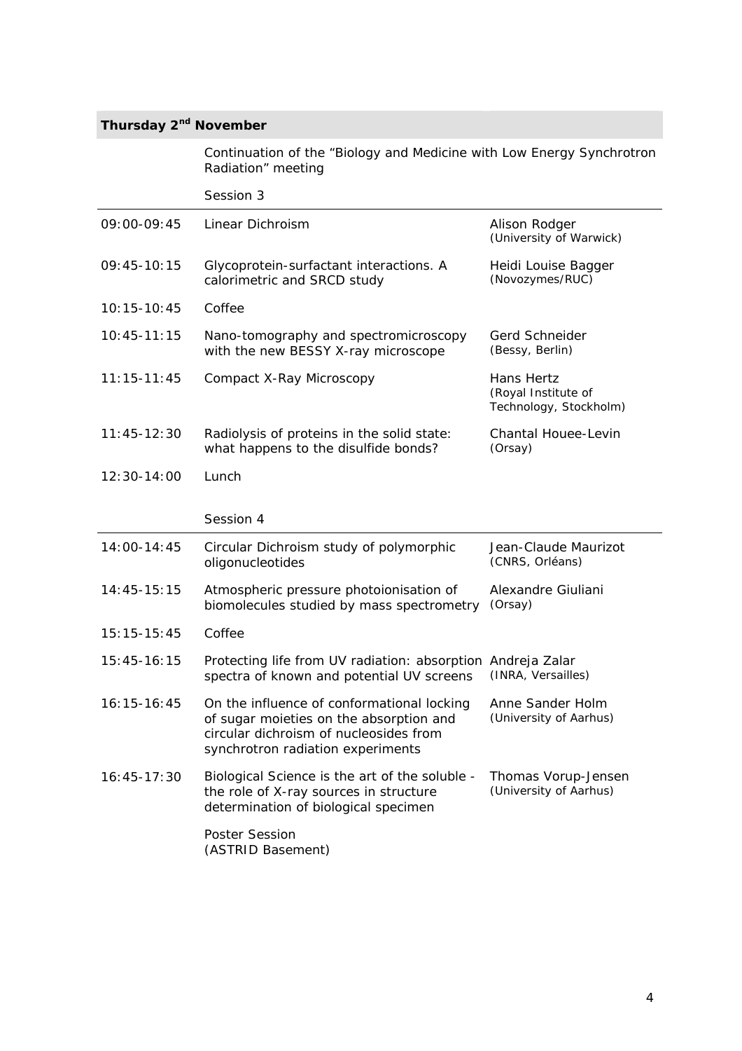## Thursday 2nd November

Continuation of the "Biology and Medicine with Low Energy Synchrotron Radiation" meeting

Session 3

| Time | Title | Speaker |
|---|---|---|
| 09:00-09:45 | Linear Dichroism | Alison Rodger (University of Warwick) |
| 09:45-10:15 | Glycoprotein-surfactant interactions. A calorimetric and SRCD study | Heidi Louise Bagger (Novozymes/RUC) |
| 10:15-10:45 | Coffee | |
| 10:45-11:15 | Nano-tomography and spectromicroscopy with the new BESSY X-ray microscope | Gerd Schneider (Bessy, Berlin) |
| 11:15-11:45 | Compact X-Ray Microscopy | Hans Hertz (Royal Institute of Technology, Stockholm) |
| 11:45-12:30 | Radiolysis of proteins in the solid state: what happens to the disulfide bonds? | Chantal Houee-Levin (Orsay) |
| 12:30-14:00 | Lunch | |

Session 4

| Time | Title | Speaker |
|---|---|---|
| 14:00-14:45 | Circular Dichroism study of polymorphic oligonucleotides | Jean-Claude Maurizot (CNRS, Orléans) |
| 14:45-15:15 | Atmospheric pressure photoionisation of biomolecules studied by mass spectrometry | Alexandre Giuliani (Orsay) |
| 15:15-15:45 | Coffee | |
| 15:45-16:15 | Protecting life from UV radiation: absorption spectra of known and potential UV screens | Andreja Zalar (INRA, Versailles) |
| 16:15-16:45 | On the influence of conformational locking of sugar moieties on the absorption and circular dichroism of nucleosides from synchrotron radiation experiments | Anne Sander Holm (University of Aarhus) |
| 16:45-17:30 | Biological Science is the art of the soluble - the role of X-ray sources in structure determination of biological specimen | Thomas Vorup-Jensen (University of Aarhus) |
| | Poster Session (ASTRID Basement) | |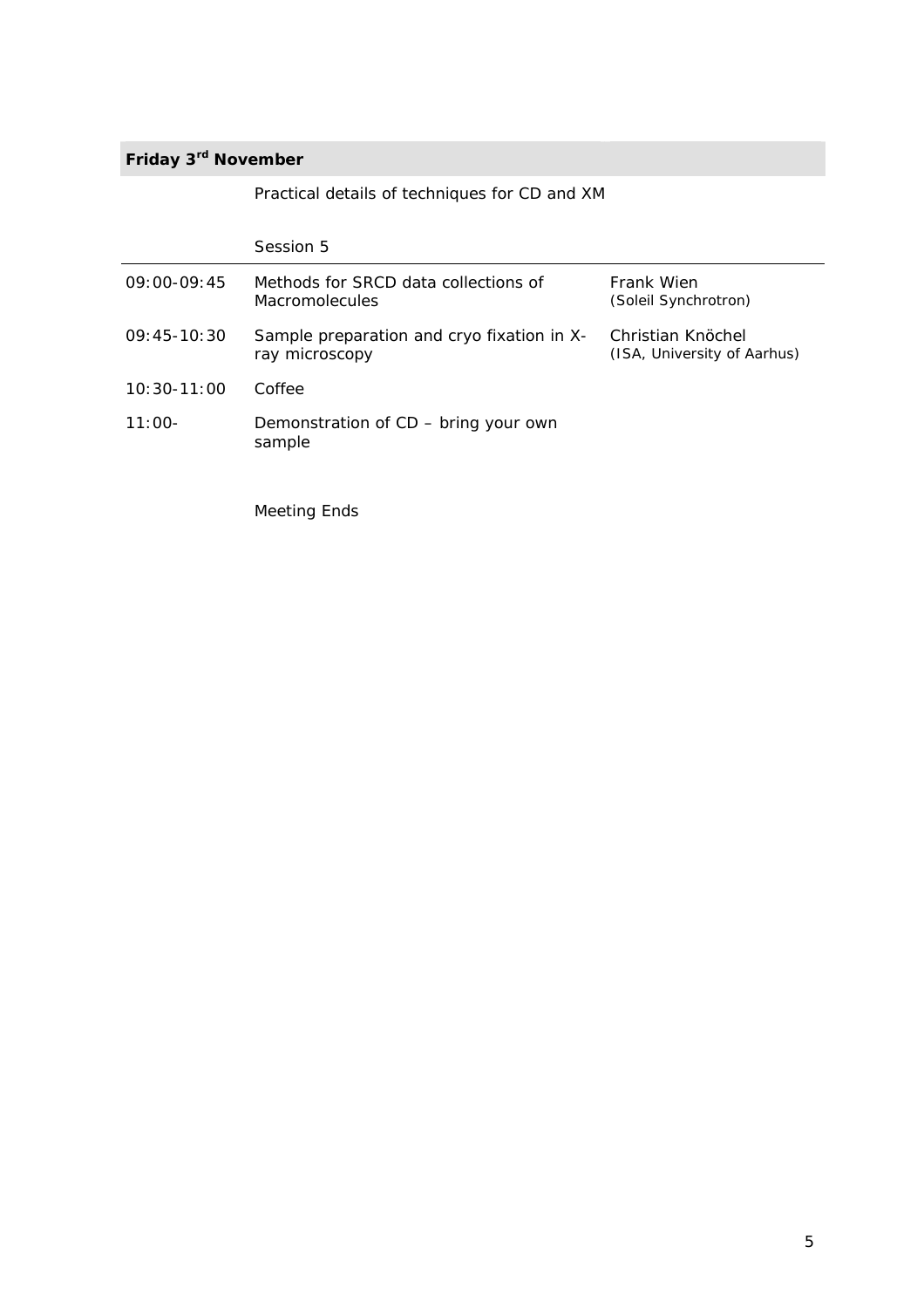## Friday 3rd November

Practical details of techniques for CD and XM

Session 5

| | | |
|---|---|---|
| 09:00-09:45 | Methods for SRCD data collections of Macromolecules | Frank Wien (Soleil Synchrotron) |
| 09:45-10:30 | Sample preparation and cryo fixation in X-ray microscopy | Christian Knöchel (ISA, University of Aarhus) |
| 10:30-11:00 | Coffee | |
| 11:00- | Demonstration of CD – bring your own sample | |

Meeting Ends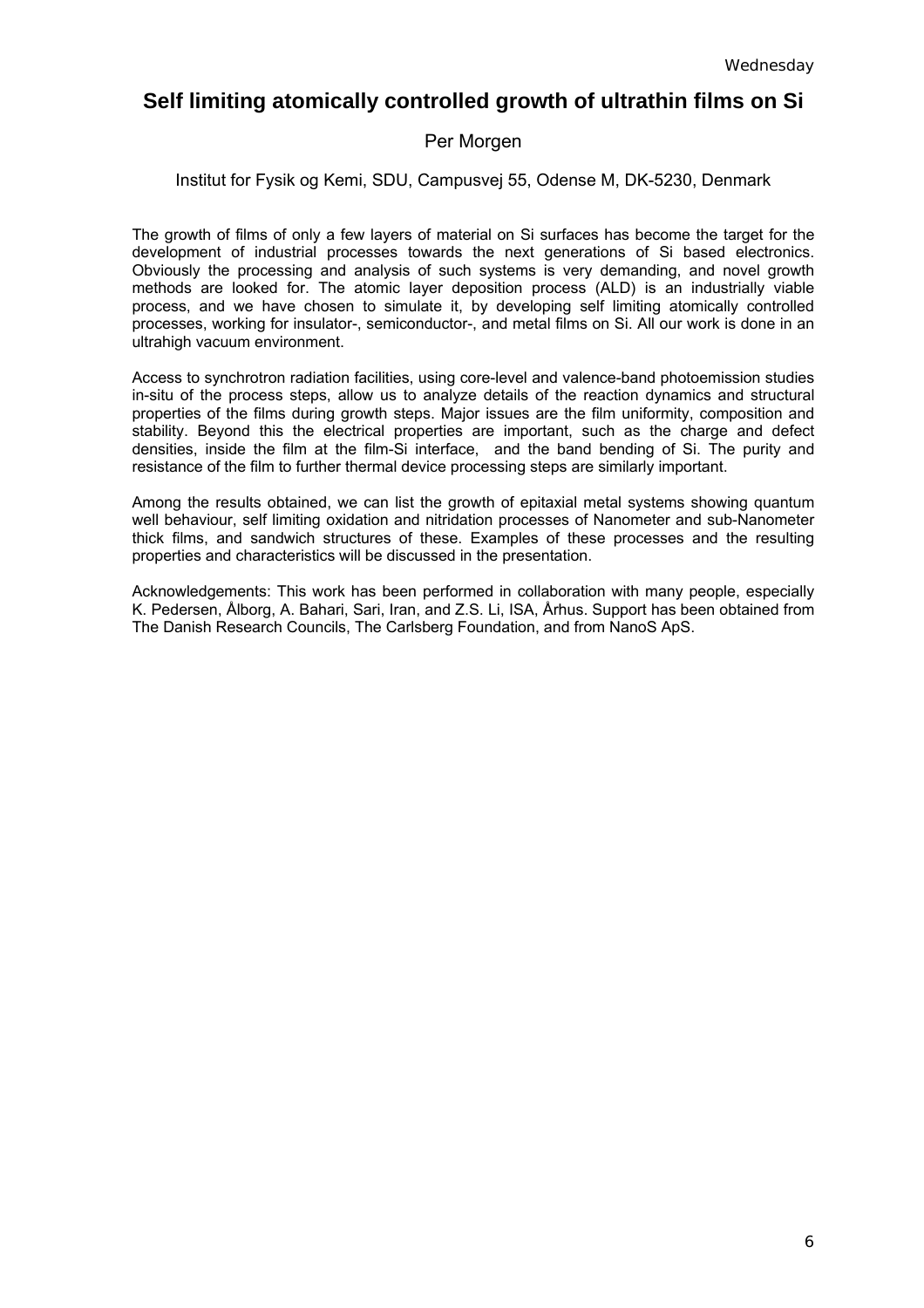# Self limiting atomically controlled growth of ultrathin films on Si

Per Morgen

Institut for Fysik og Kemi, SDU, Campusvej 55, Odense M, DK-5230, Denmark

The growth of films of only a few layers of material on Si surfaces has become the target for the development of industrial processes towards the next generations of Si based electronics. Obviously the processing and analysis of such systems is very demanding, and novel growth methods are looked for. The atomic layer deposition process (ALD) is an industrially viable process, and we have chosen to simulate it, by developing self limiting atomically controlled processes, working for insulator-, semiconductor-, and metal films on Si. All our work is done in an ultrahigh vacuum environment.

Access to synchrotron radiation facilities, using core-level and valence-band photoemission studies in-situ of the process steps, allow us to analyze details of the reaction dynamics and structural properties of the films during growth steps. Major issues are the film uniformity, composition and stability. Beyond this the electrical properties are important, such as the charge and defect densities, inside the film at the film-Si interface, and the band bending of Si. The purity and resistance of the film to further thermal device processing steps are similarly important.

Among the results obtained, we can list the growth of epitaxial metal systems showing quantum well behaviour, self limiting oxidation and nitridation processes of Nanometer and sub-Nanometer thick films, and sandwich structures of these. Examples of these processes and the resulting properties and characteristics will be discussed in the presentation.

Acknowledgements: This work has been performed in collaboration with many people, especially K. Pedersen, Ålborg, A. Bahari, Sari, Iran, and Z.S. Li, ISA, Århus. Support has been obtained from The Danish Research Councils, The Carlsberg Foundation, and from NanoS ApS.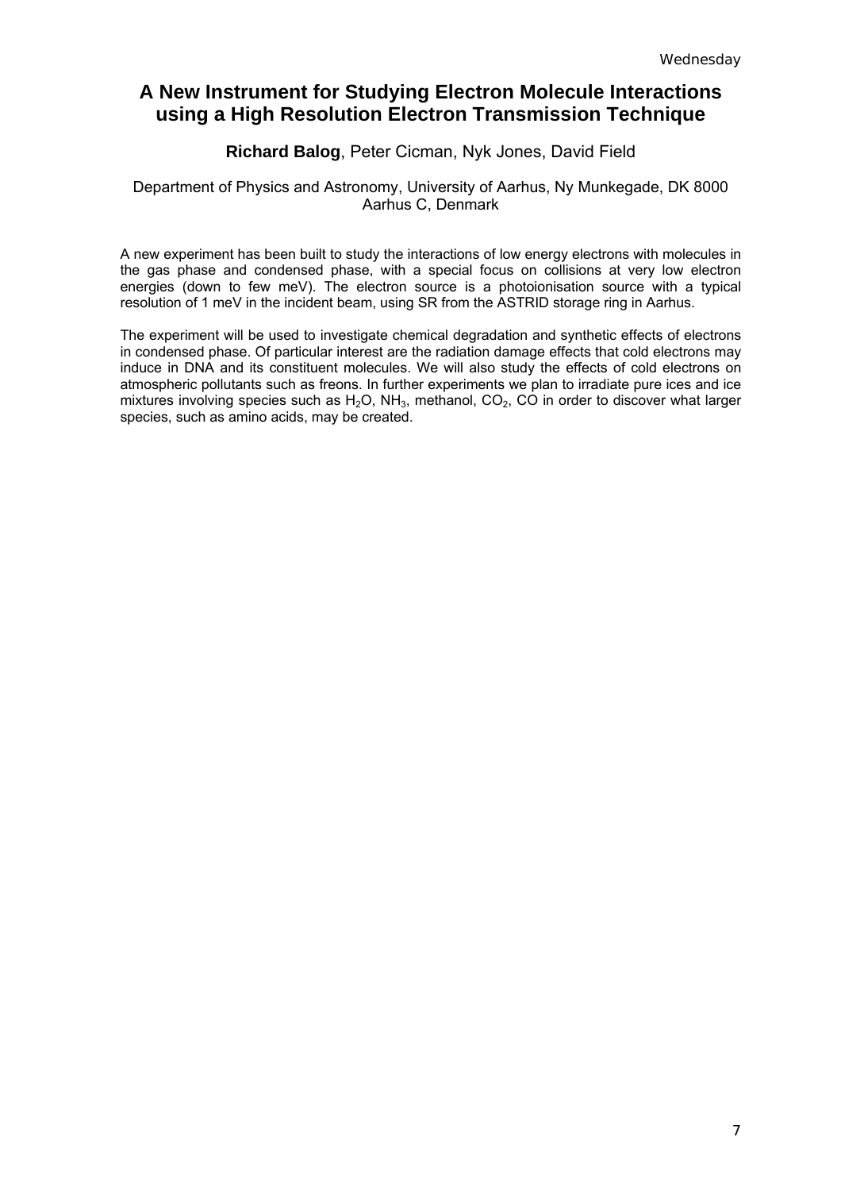# A New Instrument for Studying Electron Molecule Interactions using a High Resolution Electron Transmission Technique

**Richard Balog**, Peter Cicman, Nyk Jones, David Field

Department of Physics and Astronomy, University of Aarhus, Ny Munkegade, DK 8000 Aarhus C, Denmark

A new experiment has been built to study the interactions of low energy electrons with molecules in the gas phase and condensed phase, with a special focus on collisions at very low electron energies (down to few meV). The electron source is a photoionisation source with a typical resolution of 1 meV in the incident beam, using SR from the ASTRID storage ring in Aarhus.

The experiment will be used to investigate chemical degradation and synthetic effects of electrons in condensed phase. Of particular interest are the radiation damage effects that cold electrons may induce in DNA and its constituent molecules. We will also study the effects of cold electrons on atmospheric pollutants such as freons. In further experiments we plan to irradiate pure ices and ice mixtures involving species such as $H_2O$, $NH_3$, methanol, $CO_2$, CO in order to discover what larger species, such as amino acids, may be created.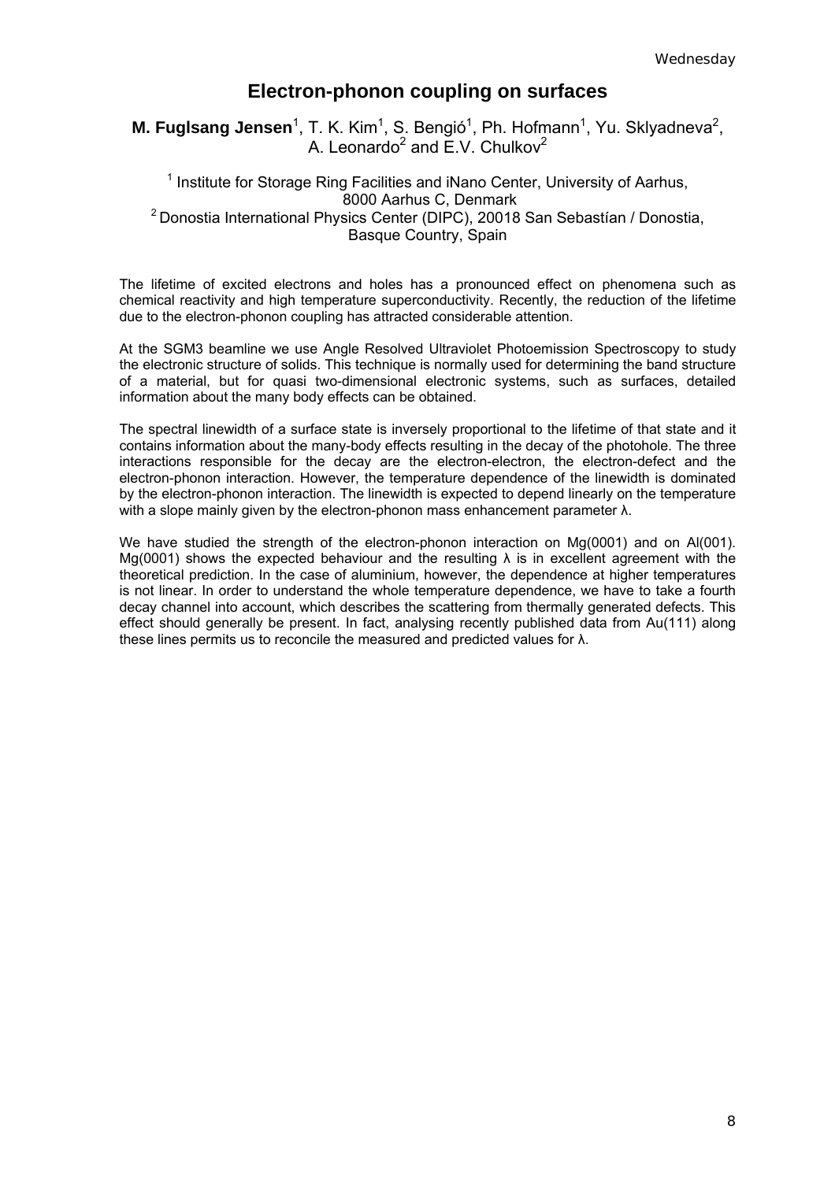# Electron-phonon coupling on surfaces

**M. Fuglsang Jensen**[1], T. K. Kim[1], S. Bengió[1], Ph. Hofmann[1], Yu. Sklyadneva[2], A. Leonardo[2] and E.V. Chulkov[2]

[1] Institute for Storage Ring Facilities and iNano Center, University of Aarhus, 8000 Aarhus C, Denmark
[2] Donostia International Physics Center (DIPC), 20018 San Sebastían / Donostia, Basque Country, Spain

The lifetime of excited electrons and holes has a pronounced effect on phenomena such as chemical reactivity and high temperature superconductivity. Recently, the reduction of the lifetime due to the electron-phonon coupling has attracted considerable attention.

At the SGM3 beamline we use Angle Resolved Ultraviolet Photoemission Spectroscopy to study the electronic structure of solids. This technique is normally used for determining the band structure of a material, but for quasi two-dimensional electronic systems, such as surfaces, detailed information about the many body effects can be obtained.

The spectral linewidth of a surface state is inversely proportional to the lifetime of that state and it contains information about the many-body effects resulting in the decay of the photohole. The three interactions responsible for the decay are the electron-electron, the electron-defect and the electron-phonon interaction. However, the temperature dependence of the linewidth is dominated by the electron-phonon interaction. The linewidth is expected to depend linearly on the temperature with a slope mainly given by the electron-phonon mass enhancement parameter $\lambda$.

We have studied the strength of the electron-phonon interaction on Mg(0001) and on Al(001). Mg(0001) shows the expected behaviour and the resulting $\lambda$ is in excellent agreement with the theoretical prediction. In the case of aluminium, however, the dependence at higher temperatures is not linear. In order to understand the whole temperature dependence, we have to take a fourth decay channel into account, which describes the scattering from thermally generated defects. This effect should generally be present. In fact, analysing recently published data from Au(111) along these lines permits us to reconcile the measured and predicted values for $\lambda$.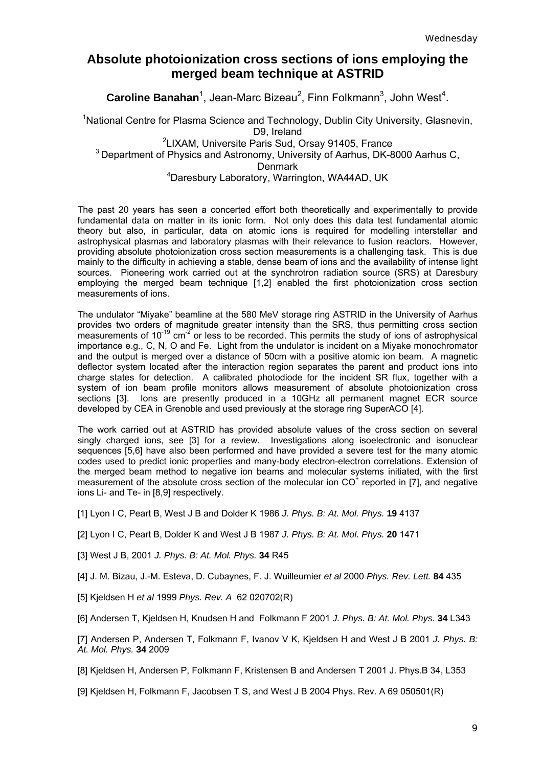# Absolute photoionization cross sections of ions employing the merged beam technique at ASTRID

**Caroline Banahan**[1], Jean-Marc Bizeau[2], Finn Folkmann[3], John West[4].

[1]National Centre for Plasma Science and Technology, Dublin City University, Glasnevin, D9, Ireland
[2]LIXAM, Universite Paris Sud, Orsay 91405, France
[3] Department of Physics and Astronomy, University of Aarhus, DK-8000 Aarhus C, Denmark
[4]Daresbury Laboratory, Warrington, WA44AD, UK

The past 20 years has seen a concerted effort both theoretically and experimentally to provide fundamental data on matter in its ionic form. Not only does this data test fundamental atomic theory but also, in particular, data on atomic ions is required for modelling interstellar and astrophysical plasmas and laboratory plasmas with their relevance to fusion reactors. However, providing absolute photoionization cross section measurements is a challenging task. This is due mainly to the difficulty in achieving a stable, dense beam of ions and the availability of intense light sources. Pioneering work carried out at the synchrotron radiation source (SRS) at Daresbury employing the merged beam technique [1,2] enabled the first photoionization cross section measurements of ions.

The undulator "Miyake" beamline at the 580 MeV storage ring ASTRID in the University of Aarhus provides two orders of magnitude greater intensity than the SRS, thus permitting cross section measurements of $10^{-19}$ $cm^{-2}$ or less to be recorded. This permits the study of ions of astrophysical importance e.g., C, N, O and Fe. Light from the undulator is incident on a Miyake monochromator and the output is merged over a distance of 50cm with a positive atomic ion beam. A magnetic deflector system located after the interaction region separates the parent and product ions into charge states for detection. A calibrated photodiode for the incident SR flux, together with a system of ion beam profile monitors allows measurement of absolute photoionization cross sections [3]. Ions are presently produced in a 10GHz all permanent magnet ECR source developed by CEA in Grenoble and used previously at the storage ring SuperACO [4].

The work carried out at ASTRID has provided absolute values of the cross section on several singly charged ions, see [3] for a review. Investigations along isoelectronic and isonuclear sequences [5,6] have also been performed and have provided a severe test for the many atomic codes used to predict ionic properties and many-body electron-electron correlations. Extension of the merged beam method to negative ion beams and molecular systems initiated, with the first measurement of the absolute cross section of the molecular ion $CO^+$ reported in [7], and negative ions Li- and Te- in [8,9] respectively.

[1] Lyon I C, Peart B, West J B and Dolder K 1986 *J. Phys. B: At. Mol. Phys.* **19** 4137

[2] Lyon I C, Peart B, Dolder K and West J B 1987 *J. Phys. B: At. Mol. Phys.* **20** 1471

[3] West J B, 2001 *J. Phys. B: At. Mol. Phys.* **34** R45

[4] J. M. Bizau, J.-M. Esteva, D. Cubaynes, F. J. Wuilleumier *et al* 2000 *Phys. Rev. Lett.* **84** 435

[5] Kjeldsen H *et al* 1999 *Phys. Rev. A* 62 020702(R)

[6] Andersen T, Kjeldsen H, Knudsen H and Folkmann F 2001 *J. Phys. B: At. Mol. Phys.* **34** L343

[7] Andersen P, Andersen T, Folkmann F, Ivanov V K, Kjeldsen H and West J B 2001 *J. Phys. B: At. Mol. Phys.* **34** 2009

[8] Kjeldsen H, Andersen P, Folkmann F, Kristensen B and Andersen T 2001 J. Phys.B 34, L353

[9] Kjeldsen H, Folkmann F, Jacobsen T S, and West J B 2004 Phys. Rev. A 69 050501(R)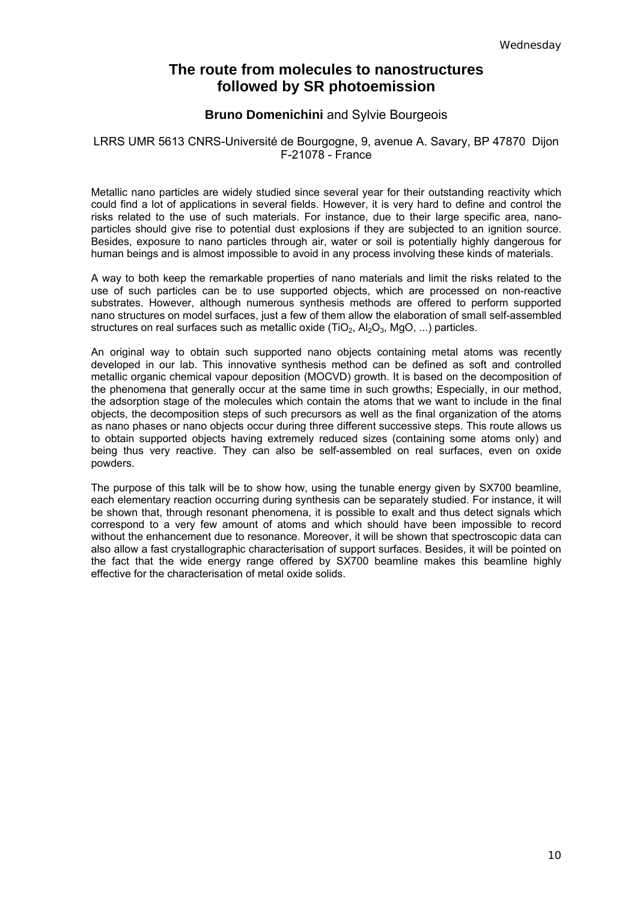# The route from molecules to nanostructures followed by SR photoemission

**Bruno Domenichini** and Sylvie Bourgeois

LRRS UMR 5613 CNRS-Université de Bourgogne, 9, avenue A. Savary, BP 47870 Dijon F-21078 - France

Metallic nano particles are widely studied since several year for their outstanding reactivity which could find a lot of applications in several fields. However, it is very hard to define and control the risks related to the use of such materials. For instance, due to their large specific area, nano-particles should give rise to potential dust explosions if they are subjected to an ignition source. Besides, exposure to nano particles through air, water or soil is potentially highly dangerous for human beings and is almost impossible to avoid in any process involving these kinds of materials.

A way to both keep the remarkable properties of nano materials and limit the risks related to the use of such particles can be to use supported objects, which are processed on non-reactive substrates. However, although numerous synthesis methods are offered to perform supported nano structures on model surfaces, just a few of them allow the elaboration of small self-assembled structures on real surfaces such as metallic oxide ($TiO_2$, $Al_2O_3$, MgO, ...) particles.

An original way to obtain such supported nano objects containing metal atoms was recently developed in our lab. This innovative synthesis method can be defined as soft and controlled metallic organic chemical vapour deposition (MOCVD) growth. It is based on the decomposition of the phenomena that generally occur at the same time in such growths; Especially, in our method, the adsorption stage of the molecules which contain the atoms that we want to include in the final objects, the decomposition steps of such precursors as well as the final organization of the atoms as nano phases or nano objects occur during three different successive steps. This route allows us to obtain supported objects having extremely reduced sizes (containing some atoms only) and being thus very reactive. They can also be self-assembled on real surfaces, even on oxide powders.

The purpose of this talk will be to show how, using the tunable energy given by SX700 beamline, each elementary reaction occurring during synthesis can be separately studied. For instance, it will be shown that, through resonant phenomena, it is possible to exalt and thus detect signals which correspond to a very few amount of atoms and which should have been impossible to record without the enhancement due to resonance. Moreover, it will be shown that spectroscopic data can also allow a fast crystallographic characterisation of support surfaces. Besides, it will be pointed on the fact that the wide energy range offered by SX700 beamline makes this beamline highly effective for the characterisation of metal oxide solids.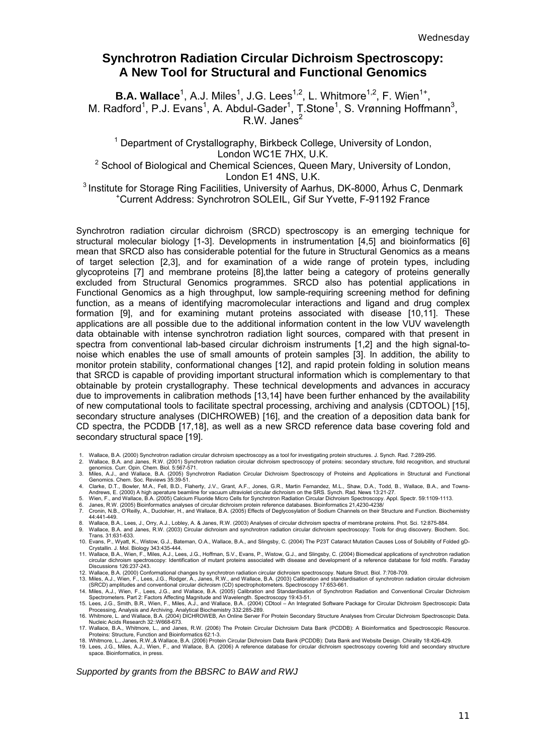# Synchrotron Radiation Circular Dichroism Spectroscopy: A New Tool for Structural and Functional Genomics

**B.A. Wallace**[1], A.J. Miles[1], J.G. Lees[1,2], L. Whitmore[1,2], F. Wien[1+], M. Radford[1], P.J. Evans[1], A. Abdul-Gader[1], T.Stone[1], S. Vrønning Hoffmann[3], R.W. Janes[2]

[1] Department of Crystallography, Birkbeck College, University of London, London WC1E 7HX, U.K.
[2] School of Biological and Chemical Sciences, Queen Mary, University of London, London E1 4NS, U.K.
[3] Institute for Storage Ring Facilities, University of Aarhus, DK-8000, Århus C, Denmark
[+]Current Address: Synchrotron SOLEIL, Gif Sur Yvette, F-91192 France

Synchrotron radiation circular dichroism (SRCD) spectroscopy is an emerging technique for structural molecular biology [1-3]. Developments in instrumentation [4,5] and bioinformatics [6] mean that SRCD also has considerable potential for the future in Structural Genomics as a means of target selection [2,3], and for examination of a wide range of protein types, including glycoproteins [7] and membrane proteins [8],the latter being a category of proteins generally excluded from Structural Genomics programmes. SRCD also has potential applications in Functional Genomics as a high throughput, low sample-requiring screening method for defining function, as a means of identifying macromolecular interactions and ligand and drug complex formation [9], and for examining mutant proteins associated with disease [10,11]. These applications are all possible due to the additional information content in the low VUV wavelength data obtainable with intense synchrotron radiation light sources, compared with that present in spectra from conventional lab-based circular dichroism instruments [1,2] and the high signal-to-noise which enables the use of small amounts of protein samples [3]. In addition, the ability to monitor protein stability, conformational changes [12], and rapid protein folding in solution means that SRCD is capable of providing important structural information which is complementary to that obtainable by protein crystallography. These technical developments and advances in accuracy due to improvements in calibration methods [13,14] have been further enhanced by the availability of new computational tools to facilitate spectral processing, archiving and analysis (CDTOOL) [15], secondary structure analyses (DICHROWEB) [16], and the creation of a deposition data bank for CD spectra, the PCDDB [17,18], as well as a new SRCD reference data base covering fold and secondary structural space [19].

1. Wallace, B.A. (2000) Synchrotron radiation circular dichroism spectroscopy as a tool for investigating protein structures. J. Synch. Rad. 7:289-295.
2. Wallace, B.A. and Janes, R.W. (2001) Synchrotron radiation circular dichroism spectroscopy of proteins: secondary structure, fold recognition, and structural genomics. Curr. Opin. Chem. Biol. 5:567-571.
3. Miles, A.J., and Wallace, B.A. (2005) Synchrotron Radiation Circular Dichroism Spectroscopy of Proteins and Applications in Structural and Functional Genomics. Chem. Soc. Reviews 35:39-51.
4. Clarke, D.T., Bowler, M.A., Fell, B.D., Flaherty, J.V., Grant, A.F., Jones, G.R., Martin Fernandez, M.L., Shaw, D.A., Todd, B., Wallace, B.A., and Towns-Andrews, E. (2000) A high aperature beamline for vacuum ultraviolet circular dichroism on the SRS. Synch. Rad. News 13:21-27.
5. Wien, F., and Wallace, B.A. (2005) Calcium Fluoride Micro Cells for Synchrotron Radiation Circular Dichroism Spectroscopy. Appl. Spectr. 59:1109-1113.
6. Janes, R.W. (2005) Bioinformatics analyses of circular dichroism protein reference databases. Bioinformatics 21,4230-4238/
7. Cronin, N.B., O'Reilly, A., Duclohier, H., and Wallace, B.A. (2005) Effects of Deglycosylation of Sodium Channels on their Structure and Function. Biochemistry 44:441-449.
8. Wallace, B.A., Lees, J., Orry, A.J., Lobley, A. & Janes, R.W. (2003) Analyses of circular dichroism spectra of membrane proteins. Prot. Sci. 12:875-884.
9. Wallace, B.A. and Janes, R.W. (2003) Circular dichroism and synchrotron radiation circular dichroism spectroscopy: Tools for drug discovery. Biochem. Soc. Trans. 31:631-633.
10. Evans, P., Wyatt, K., Wistow, G.J., Bateman, O.A., Wallace, B.A., and Slingsby, C. (2004) The P23T Cataract Mutation Causes Loss of Solubility of Folded gD-Crystallin. J. Mol. Biology 343:435-444.
11. Wallace, B.A., Wien, F., Miles, A.J., Lees, J.G., Hoffman, S.V., Evans, P., Wistow, G.J., and Slingsby, C. (2004) Biomedical applications of synchrotron radiation circular dichroism spectroscopy: Identification of mutant proteins associated with disease and development of a reference database for fold motifs. Faraday Discussions 126:237-243.
12. Wallace, B.A. (2000) Conformational changes by synchrotron radiation circular dichroism spectroscopy. Nature Struct. Biol. 7:708-709.
13. Miles, A.J., Wien, F., Lees, J.G., Rodger, A., Janes, R.W., and Wallace, B.A. (2003) Calibration and standardisation of synchrotron radiation circular dichroism (SRCD) amplitudes and conventional circular dichroism (CD) spectrophotometers. Spectroscopy 17:653-661.
14. Miles, A.J., Wien, F., Lees, J.G., and Wallace, B.A. (2005) Calibration and Standardisation of Synchrotron Radiation and Conventional Circular Dichroism Spectrometers. Part 2: Factors Affecting Magnitude and Wavelength. Spectroscopy 19:43-51.
15. Lees, J.G., Smith, B.R., Wien, F., Miles, A.J., and Wallace, B.A.. (2004) CDtool – An Integrated Software Package for Circular Dichroism Spectroscopic Data Processing, Analysis and Archiving. Analytical Biochemistry 332:285-289.
16. Whitmore, L. and Wallace, B.A. (2004) DICHROWEB, An Online Server For Protein Secondary Structure Analyses from Circular Dichroism Spectroscopic Data. Nucleic Acids Research 32::W668-673.
17. Wallace, B.A., Whitmore, L., and Janes, R.W. (2006) The Protein Circular Dichroism Data Bank (PCDDB): A Bioinformatics and Spectroscopic Resource. Proteins: Structure, Function and Bioinformatics 62:1-3.
18. Whitmore, L., Janes, R.W.,& Wallace, B.A. (2006) Protein Circular Dichroism Data Bank (PCDDB): Data Bank and Website Design. Chirality 18:426-429.
19. Lees, J.G., Miles, A.J., Wien, F., and Wallace, B.A. (2006) A reference database for circular dichroism spectroscopy covering fold and secondary structure space. Bioinformatics, in press.

*Supported by grants from the BBSRC to BAW and RWJ*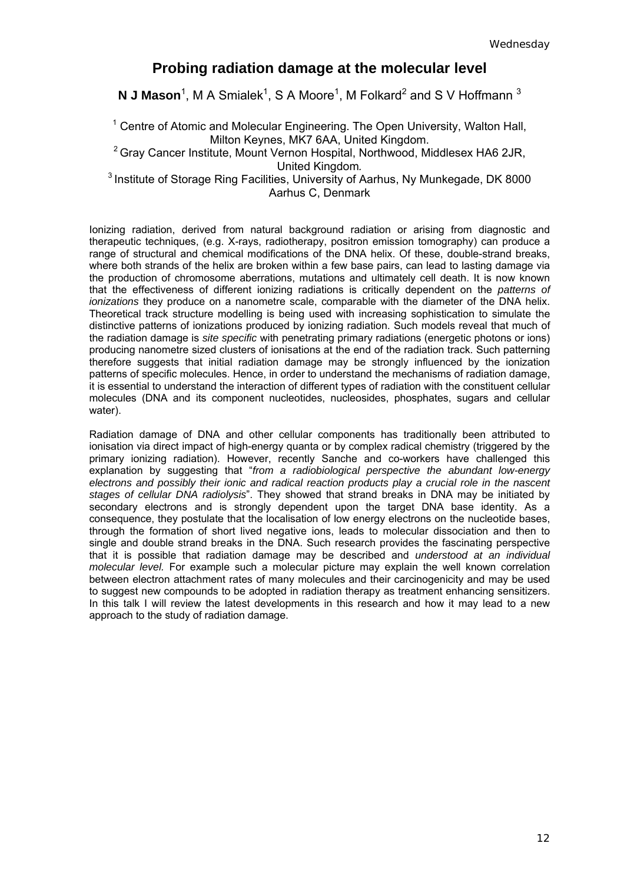# Probing radiation damage at the molecular level

**N J Mason**[1], M A Smialek[1], S A Moore[1], M Folkard[2] and S V Hoffmann [3]

[1] Centre of Atomic and Molecular Engineering. The Open University, Walton Hall, Milton Keynes, MK7 6AA, United Kingdom.
[2] Gray Cancer Institute, Mount Vernon Hospital, Northwood, Middlesex HA6 2JR, United Kingdom.
[3] Institute of Storage Ring Facilities, University of Aarhus, Ny Munkegade, DK 8000 Aarhus C, Denmark

Ionizing radiation, derived from natural background radiation or arising from diagnostic and therapeutic techniques, (e.g. X-rays, radiotherapy, positron emission tomography) can produce a range of structural and chemical modifications of the DNA helix. Of these, double-strand breaks, where both strands of the helix are broken within a few base pairs, can lead to lasting damage via the production of chromosome aberrations, mutations and ultimately cell death. It is now known that the effectiveness of different ionizing radiations is critically dependent on the *patterns of ionizations* they produce on a nanometre scale, comparable with the diameter of the DNA helix. Theoretical track structure modelling is being used with increasing sophistication to simulate the distinctive patterns of ionizations produced by ionizing radiation. Such models reveal that much of the radiation damage is *site specific* with penetrating primary radiations (energetic photons or ions) producing nanometre sized clusters of ionisations at the end of the radiation track. Such patterning therefore suggests that initial radiation damage may be strongly influenced by the ionization patterns of specific molecules. Hence, in order to understand the mechanisms of radiation damage, it is essential to understand the interaction of different types of radiation with the constituent cellular molecules (DNA and its component nucleotides, nucleosides, phosphates, sugars and cellular water).

Radiation damage of DNA and other cellular components has traditionally been attributed to ionisation via direct impact of high-energy quanta or by complex radical chemistry (triggered by the primary ionizing radiation). However, recently Sanche and co-workers have challenged this explanation by suggesting that "*from a radiobiological perspective the abundant low-energy electrons and possibly their ionic and radical reaction products play a crucial role in the nascent stages of cellular DNA radiolysis*". They showed that strand breaks in DNA may be initiated by secondary electrons and is strongly dependent upon the target DNA base identity. As a consequence, they postulate that the localisation of low energy electrons on the nucleotide bases, through the formation of short lived negative ions, leads to molecular dissociation and then to single and double strand breaks in the DNA. Such research provides the fascinating perspective that it is possible that radiation damage may be described and *understood at an individual molecular level.* For example such a molecular picture may explain the well known correlation between electron attachment rates of many molecules and their carcinogenicity and may be used to suggest new compounds to be adopted in radiation therapy as treatment enhancing sensitizers. In this talk I will review the latest developments in this research and how it may lead to a new approach to the study of radiation damage.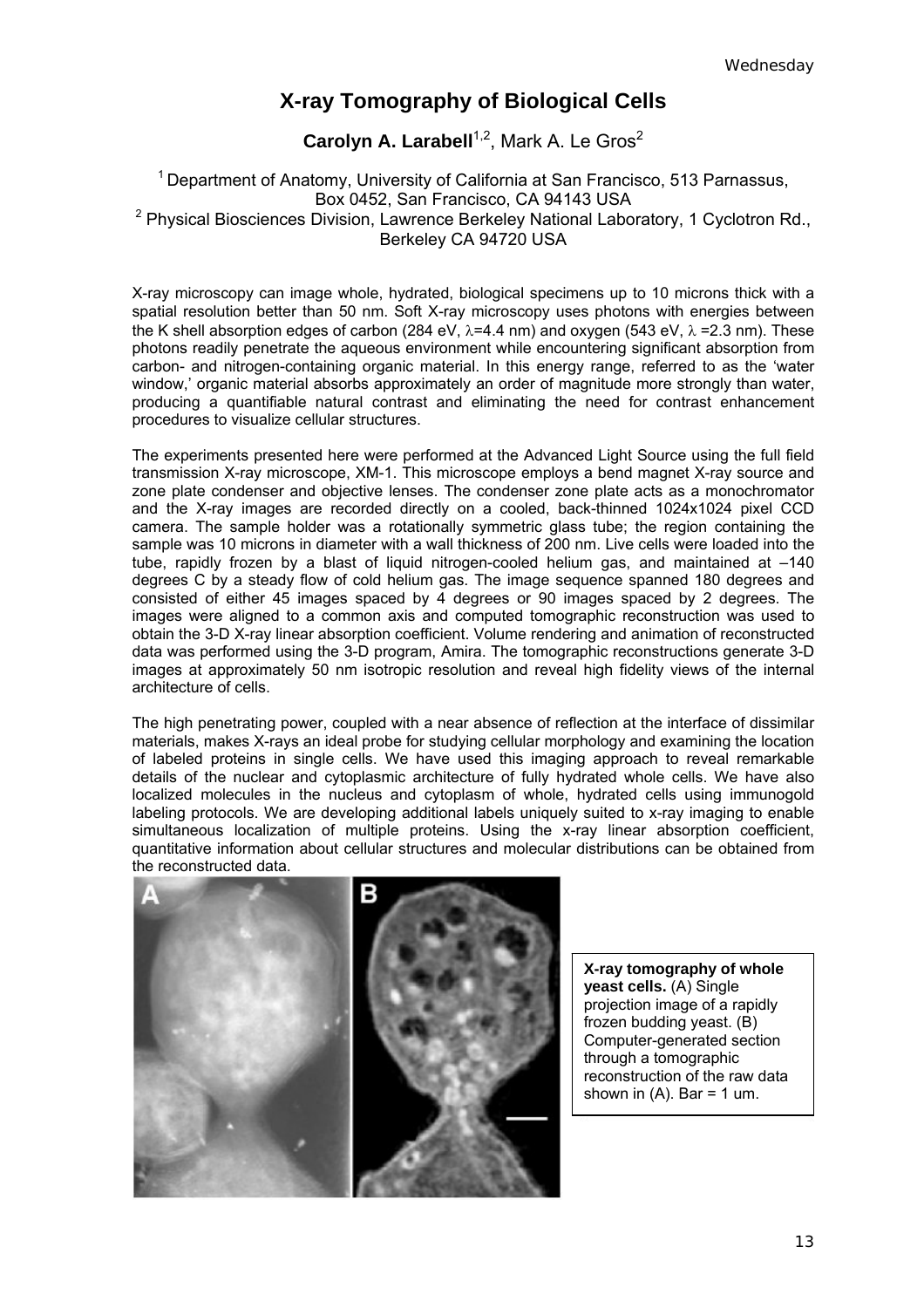# X-ray Tomography of Biological Cells

**Carolyn A. Larabell**[1,2], Mark A. Le Gros[2]

[1] Department of Anatomy, University of California at San Francisco, 513 Parnassus, Box 0452, San Francisco, CA 94143 USA
[2] Physical Biosciences Division, Lawrence Berkeley National Laboratory, 1 Cyclotron Rd., Berkeley CA 94720 USA

X-ray microscopy can image whole, hydrated, biological specimens up to 10 microns thick with a spatial resolution better than 50 nm. Soft X-ray microscopy uses photons with energies between the K shell absorption edges of carbon (284 eV, $\lambda$=4.4 nm) and oxygen (543 eV, $\lambda$ =2.3 nm). These photons readily penetrate the aqueous environment while encountering significant absorption from carbon- and nitrogen-containing organic material. In this energy range, referred to as the 'water window,' organic material absorbs approximately an order of magnitude more strongly than water, producing a quantifiable natural contrast and eliminating the need for contrast enhancement procedures to visualize cellular structures.

The experiments presented here were performed at the Advanced Light Source using the full field transmission X-ray microscope, XM-1. This microscope employs a bend magnet X-ray source and zone plate condenser and objective lenses. The condenser zone plate acts as a monochromator and the X-ray images are recorded directly on a cooled, back-thinned 1024x1024 pixel CCD camera. The sample holder was a rotationally symmetric glass tube; the region containing the sample was 10 microns in diameter with a wall thickness of 200 nm. Live cells were loaded into the tube, rapidly frozen by a blast of liquid nitrogen-cooled helium gas, and maintained at –140 degrees C by a steady flow of cold helium gas. The image sequence spanned 180 degrees and consisted of either 45 images spaced by 4 degrees or 90 images spaced by 2 degrees. The images were aligned to a common axis and computed tomographic reconstruction was used to obtain the 3-D X-ray linear absorption coefficient. Volume rendering and animation of reconstructed data was performed using the 3-D program, Amira. The tomographic reconstructions generate 3-D images at approximately 50 nm isotropic resolution and reveal high fidelity views of the internal architecture of cells.

The high penetrating power, coupled with a near absence of reflection at the interface of dissimilar materials, makes X-rays an ideal probe for studying cellular morphology and examining the location of labeled proteins in single cells. We have used this imaging approach to reveal remarkable details of the nuclear and cytoplasmic architecture of fully hydrated whole cells. We have also localized molecules in the nucleus and cytoplasm of whole, hydrated cells using immunogold labeling protocols. We are developing additional labels uniquely suited to x-ray imaging to enable simultaneous localization of multiple proteins. Using the x-ray linear absorption coefficient, quantitative information about cellular structures and molecular distributions can be obtained from the reconstructed data.

**X-ray tomography of whole yeast cells.** (A) Single projection image of a rapidly frozen budding yeast. (B) Computer-generated section through a tomographic reconstruction of the raw data shown in (A). Bar = 1 um.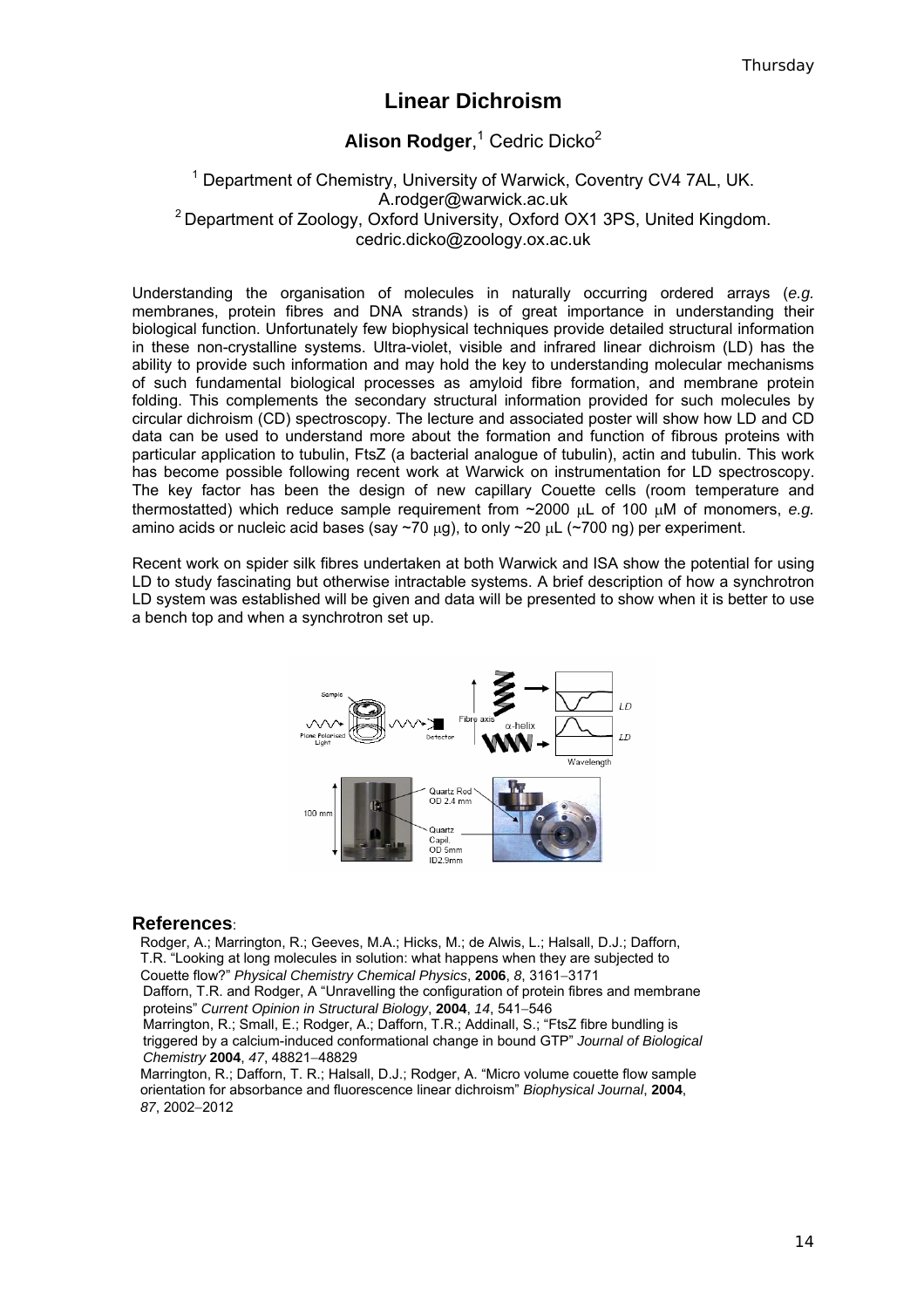# Linear Dichroism

**Alison Rodger**,[1] Cedric Dicko[2]

[1] Department of Chemistry, University of Warwick, Coventry CV4 7AL, UK. A.rodger@warwick.ac.uk
[2] Department of Zoology, Oxford University, Oxford OX1 3PS, United Kingdom. cedric.dicko@zoology.ox.ac.uk

Understanding the organisation of molecules in naturally occurring ordered arrays (*e.g.* membranes, protein fibres and DNA strands) is of great importance in understanding their biological function. Unfortunately few biophysical techniques provide detailed structural information in these non-crystalline systems. Ultra-violet, visible and infrared linear dichroism (LD) has the ability to provide such information and may hold the key to understanding molecular mechanisms of such fundamental biological processes as amyloid fibre formation, and membrane protein folding. This complements the secondary structural information provided for such molecules by circular dichroism (CD) spectroscopy. The lecture and associated poster will show how LD and CD data can be used to understand more about the formation and function of fibrous proteins with particular application to tubulin, FtsZ (a bacterial analogue of tubulin), actin and tubulin. This work has become possible following recent work at Warwick on instrumentation for LD spectroscopy. The key factor has been the design of new capillary Couette cells (room temperature and thermostatted) which reduce sample requirement from ~2000 μL of 100 μM of monomers, *e.g.* amino acids or nucleic acid bases (say ~70 μg), to only ~20 μL (~700 ng) per experiment.

Recent work on spider silk fibres undertaken at both Warwick and ISA show the potential for using LD to study fascinating but otherwise intractable systems. A brief description of how a synchrotron LD system was established will be given and data will be presented to show when it is better to use a bench top and when a synchrotron set up.

## References:

Rodger, A.; Marrington, R.; Geeves, M.A.; Hicks, M.; de Alwis, L.; Halsall, D.J.; Dafforn, T.R. "Looking at long molecules in solution: what happens when they are subjected to Couette flow?" *Physical Chemistry Chemical Physics*, **2006**, *8*, 3161–3171

Dafforn, T.R. and Rodger, A "Unravelling the configuration of protein fibres and membrane proteins" *Current Opinion in Structural Biology*, **2004**, *14*, 541–546

Marrington, R.; Small, E.; Rodger, A.; Dafforn, T.R.; Addinall, S.; "FtsZ fibre bundling is triggered by a calcium-induced conformational change in bound GTP" *Journal of Biological Chemistry* **2004**, *47*, 48821–48829

Marrington, R.; Dafforn, T. R.; Halsall, D.J.; Rodger, A. "Micro volume couette flow sample orientation for absorbance and fluorescence linear dichroism" *Biophysical Journal*, **2004**, *87*, 2002–2012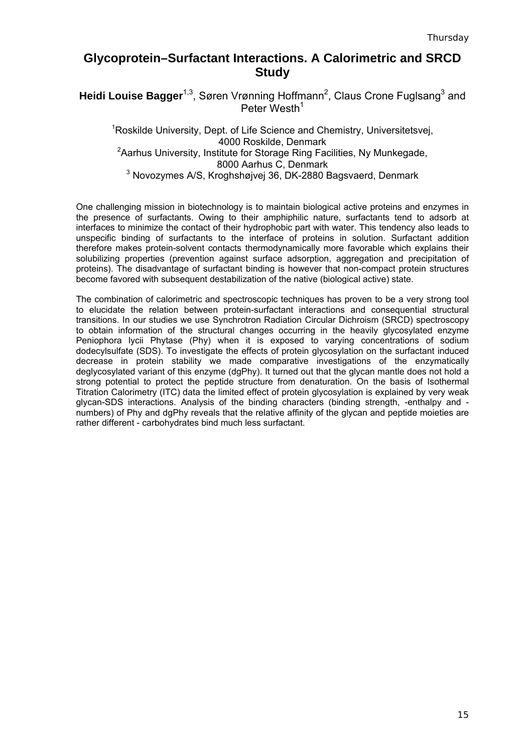# Glycoprotein–Surfactant Interactions. A Calorimetric and SRCD Study

**Heidi Louise Bagger**[1,3], Søren Vrønning Hoffmann[2], Claus Crone Fuglsang[3] and Peter Westh[1]

[1]Roskilde University, Dept. of Life Science and Chemistry, Universitetsvej, 4000 Roskilde, Denmark
[2]Aarhus University, Institute for Storage Ring Facilities, Ny Munkegade, 8000 Aarhus C, Denmark
[3] Novozymes A/S, Kroghshøjvej 36, DK-2880 Bagsvaerd, Denmark

One challenging mission in biotechnology is to maintain biological active proteins and enzymes in the presence of surfactants. Owing to their amphiphilic nature, surfactants tend to adsorb at interfaces to minimize the contact of their hydrophobic part with water. This tendency also leads to unspecific binding of surfactants to the interface of proteins in solution. Surfactant addition therefore makes protein-solvent contacts thermodynamically more favorable which explains their solubilizing properties (prevention against surface adsorption, aggregation and precipitation of proteins). The disadvantage of surfactant binding is however that non-compact protein structures become favored with subsequent destabilization of the native (biological active) state.

The combination of calorimetric and spectroscopic techniques has proven to be a very strong tool to elucidate the relation between protein-surfactant interactions and consequential structural transitions. In our studies we use Synchrotron Radiation Circular Dichroism (SRCD) spectroscopy to obtain information of the structural changes occurring in the heavily glycosylated enzyme Peniophora lycii Phytase (Phy) when it is exposed to varying concentrations of sodium dodecylsulfate (SDS). To investigate the effects of protein glycosylation on the surfactant induced decrease in protein stability we made comparative investigations of the enzymatically deglycosylated variant of this enzyme (dgPhy). It turned out that the glycan mantle does not hold a strong potential to protect the peptide structure from denaturation. On the basis of Isothermal Titration Calorimetry (ITC) data the limited effect of protein glycosylation is explained by very weak glycan-SDS interactions. Analysis of the binding characters (binding strength, -enthalpy and -numbers) of Phy and dgPhy reveals that the relative affinity of the glycan and peptide moieties are rather different - carbohydrates bind much less surfactant.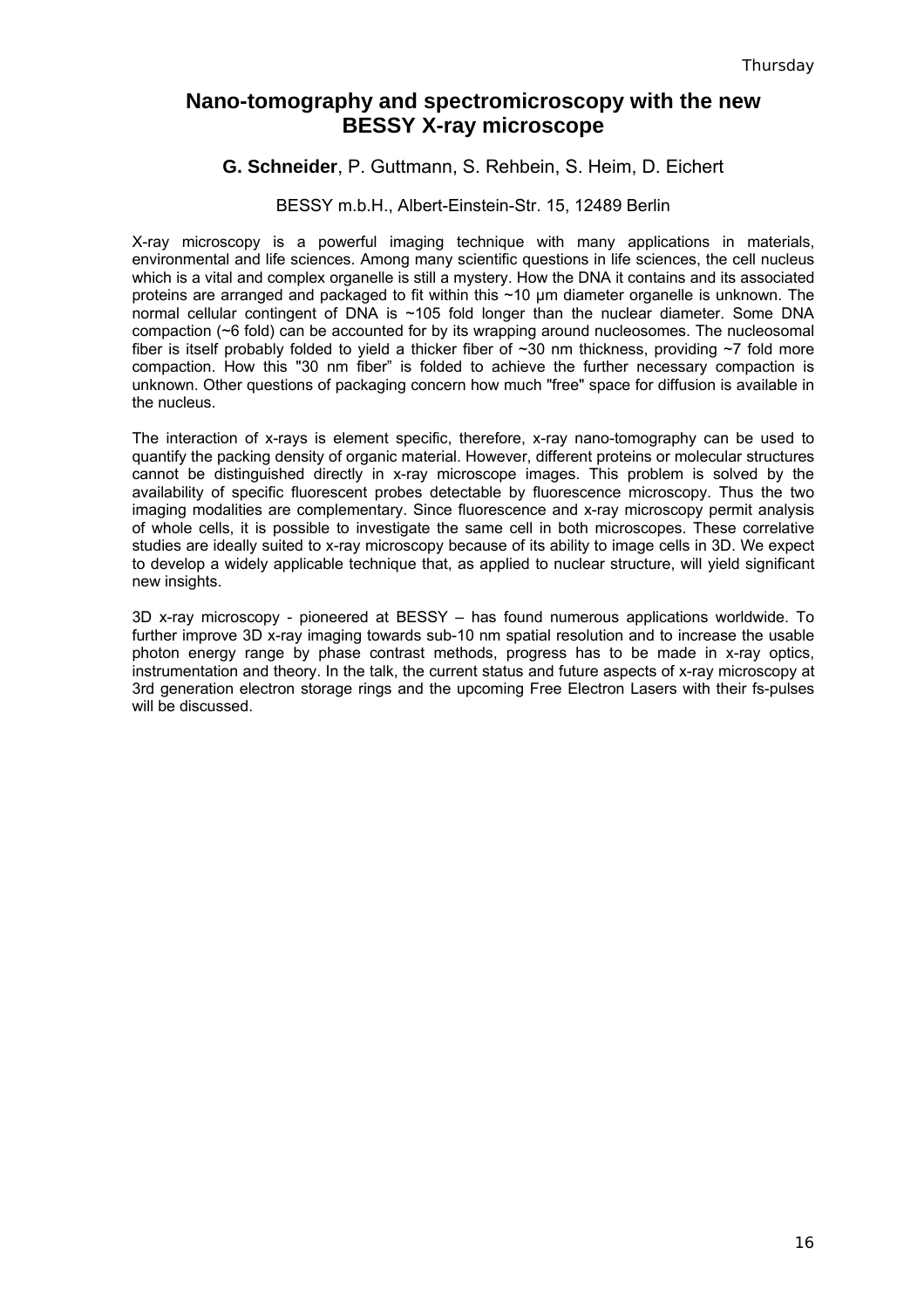# Nano-tomography and spectromicroscopy with the new BESSY X-ray microscope

**G. Schneider**, P. Guttmann, S. Rehbein, S. Heim, D. Eichert

BESSY m.b.H., Albert-Einstein-Str. 15, 12489 Berlin

X-ray microscopy is a powerful imaging technique with many applications in materials, environmental and life sciences. Among many scientific questions in life sciences, the cell nucleus which is a vital and complex organelle is still a mystery. How the DNA it contains and its associated proteins are arranged and packaged to fit within this ~10 µm diameter organelle is unknown. The normal cellular contingent of DNA is ~105 fold longer than the nuclear diameter. Some DNA compaction (~6 fold) can be accounted for by its wrapping around nucleosomes. The nucleosomal fiber is itself probably folded to yield a thicker fiber of ~30 nm thickness, providing ~7 fold more compaction. How this "30 nm fiber" is folded to achieve the further necessary compaction is unknown. Other questions of packaging concern how much "free" space for diffusion is available in the nucleus.

The interaction of x-rays is element specific, therefore, x-ray nano-tomography can be used to quantify the packing density of organic material. However, different proteins or molecular structures cannot be distinguished directly in x-ray microscope images. This problem is solved by the availability of specific fluorescent probes detectable by fluorescence microscopy. Thus the two imaging modalities are complementary. Since fluorescence and x-ray microscopy permit analysis of whole cells, it is possible to investigate the same cell in both microscopes. These correlative studies are ideally suited to x-ray microscopy because of its ability to image cells in 3D. We expect to develop a widely applicable technique that, as applied to nuclear structure, will yield significant new insights.

3D x-ray microscopy - pioneered at BESSY – has found numerous applications worldwide. To further improve 3D x-ray imaging towards sub-10 nm spatial resolution and to increase the usable photon energy range by phase contrast methods, progress has to be made in x-ray optics, instrumentation and theory. In the talk, the current status and future aspects of x-ray microscopy at 3rd generation electron storage rings and the upcoming Free Electron Lasers with their fs-pulses will be discussed.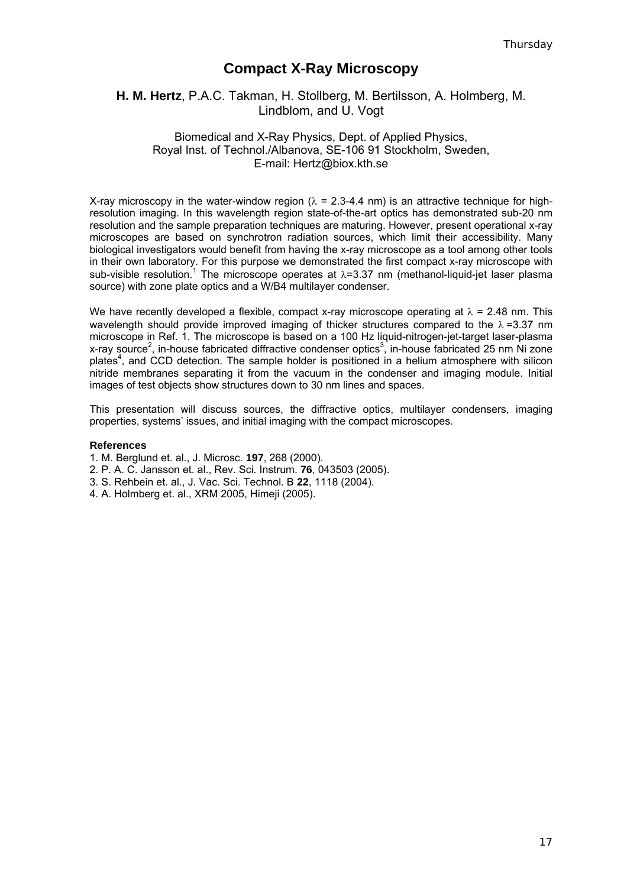# Compact X-Ray Microscopy

**H. M. Hertz**, P.A.C. Takman, H. Stollberg, M. Bertilsson, A. Holmberg, M. Lindblom, and U. Vogt

Biomedical and X-Ray Physics, Dept. of Applied Physics, Royal Inst. of Technol./Albanova, SE-106 91 Stockholm, Sweden, E-mail: Hertz@biox.kth.se

X-ray microscopy in the water-window region ($\lambda$ = 2.3-4.4 nm) is an attractive technique for high-resolution imaging. In this wavelength region state-of-the-art optics has demonstrated sub-20 nm resolution and the sample preparation techniques are maturing. However, present operational x-ray microscopes are based on synchrotron radiation sources, which limit their accessibility. Many biological investigators would benefit from having the x-ray microscope as a tool among other tools in their own laboratory. For this purpose we demonstrated the first compact x-ray microscope with sub-visible resolution.[1] The microscope operates at $\lambda$=3.37 nm (methanol-liquid-jet laser plasma source) with zone plate optics and a W/B4 multilayer condenser.

We have recently developed a flexible, compact x-ray microscope operating at $\lambda$ = 2.48 nm. This wavelength should provide improved imaging of thicker structures compared to the $\lambda$ =3.37 nm microscope in Ref. 1. The microscope is based on a 100 Hz liquid-nitrogen-jet-target laser-plasma x-ray source[2], in-house fabricated diffractive condenser optics[3], in-house fabricated 25 nm Ni zone plates[4], and CCD detection. The sample holder is positioned in a helium atmosphere with silicon nitride membranes separating it from the vacuum in the condenser and imaging module. Initial images of test objects show structures down to 30 nm lines and spaces.

This presentation will discuss sources, the diffractive optics, multilayer condensers, imaging properties, systems' issues, and initial imaging with the compact microscopes.

**References**

1. M. Berglund et. al., J. Microsc. **197**, 268 (2000).
2. P. A. C. Jansson et. al., Rev. Sci. Instrum. **76**, 043503 (2005).
3. S. Rehbein et. al., J. Vac. Sci. Technol. B **22**, 1118 (2004).
4. A. Holmberg et. al., XRM 2005, Himeji (2005).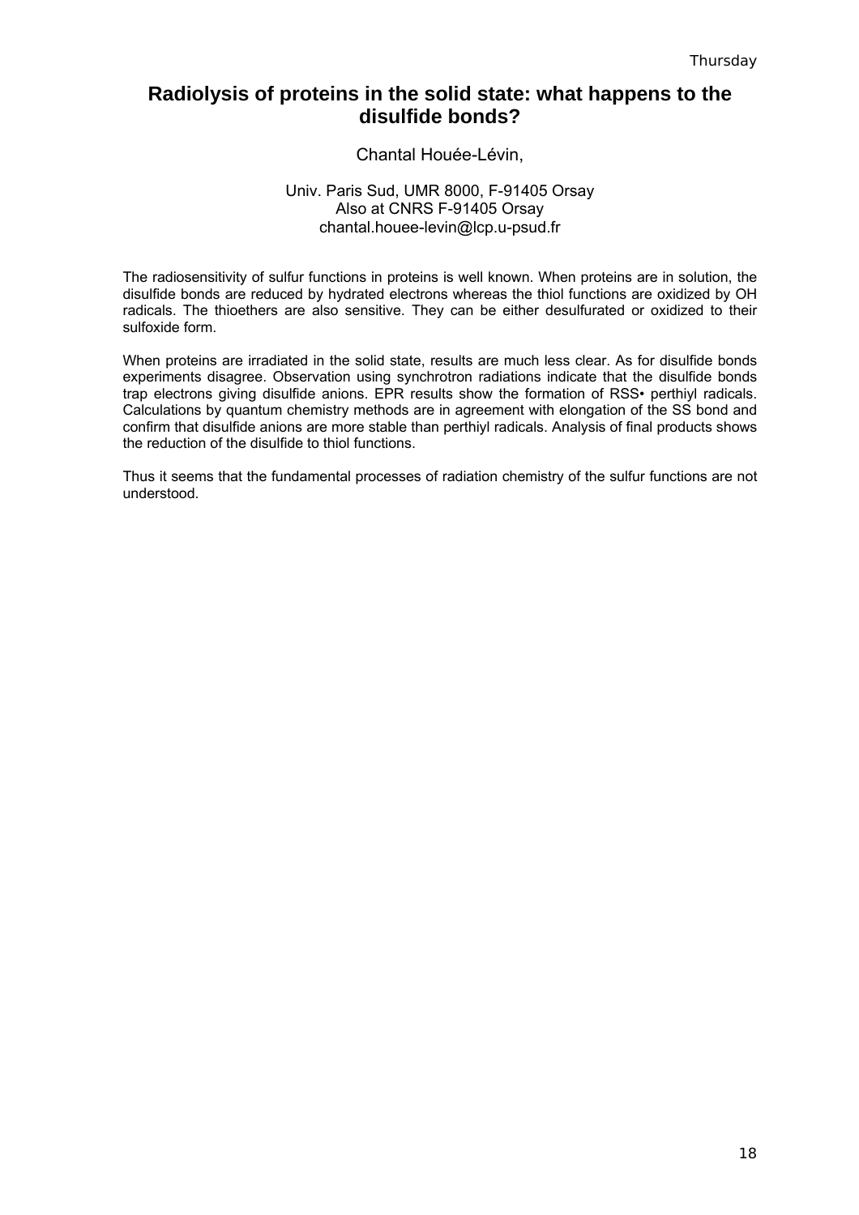# Radiolysis of proteins in the solid state: what happens to the disulfide bonds?

Chantal Houée-Lévin,

Univ. Paris Sud, UMR 8000, F-91405 Orsay
Also at CNRS F-91405 Orsay
chantal.houee-levin@lcp.u-psud.fr

The radiosensitivity of sulfur functions in proteins is well known. When proteins are in solution, the disulfide bonds are reduced by hydrated electrons whereas the thiol functions are oxidized by OH radicals. The thioethers are also sensitive. They can be either desulfurated or oxidized to their sulfoxide form.

When proteins are irradiated in the solid state, results are much less clear. As for disulfide bonds experiments disagree. Observation using synchrotron radiations indicate that the disulfide bonds trap electrons giving disulfide anions. EPR results show the formation of RSS• perthiyl radicals. Calculations by quantum chemistry methods are in agreement with elongation of the SS bond and confirm that disulfide anions are more stable than perthiyl radicals. Analysis of final products shows the reduction of the disulfide to thiol functions.

Thus it seems that the fundamental processes of radiation chemistry of the sulfur functions are not understood.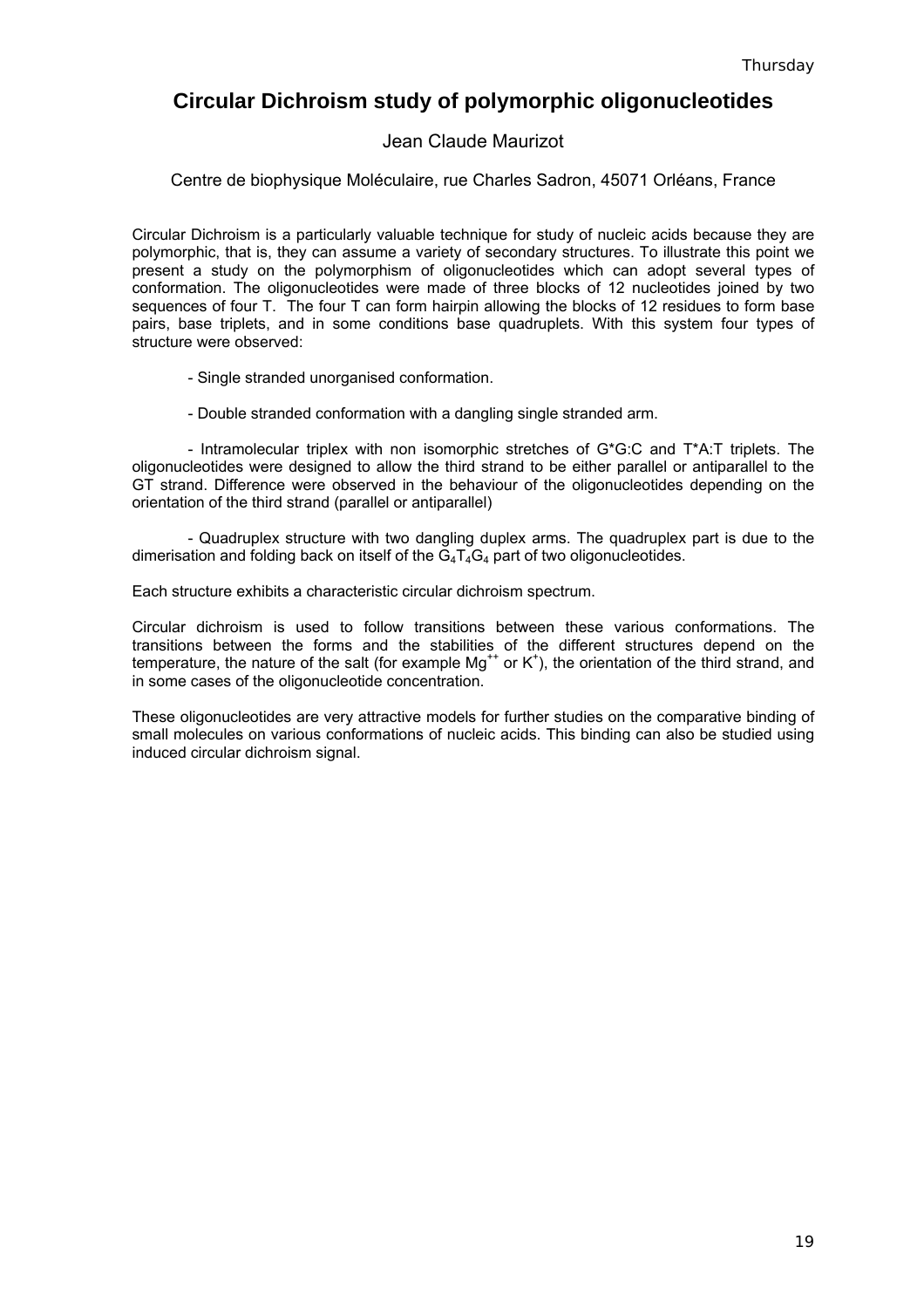# Circular Dichroism study of polymorphic oligonucleotides

Jean Claude Maurizot

Centre de biophysique Moléculaire, rue Charles Sadron, 45071 Orléans, France

Circular Dichroism is a particularly valuable technique for study of nucleic acids because they are polymorphic, that is, they can assume a variety of secondary structures. To illustrate this point we present a study on the polymorphism of oligonucleotides which can adopt several types of conformation. The oligonucleotides were made of three blocks of 12 nucleotides joined by two sequences of four T. The four T can form hairpin allowing the blocks of 12 residues to form base pairs, base triplets, and in some conditions base quadruplets. With this system four types of structure were observed:

- Single stranded unorganised conformation.

- Double stranded conformation with a dangling single stranded arm.

- Intramolecular triplex with non isomorphic stretches of G*G:C and T*A:T triplets. The oligonucleotides were designed to allow the third strand to be either parallel or antiparallel to the GT strand. Difference were observed in the behaviour of the oligonucleotides depending on the orientation of the third strand (parallel or antiparallel)

- Quadruplex structure with two dangling duplex arms. The quadruplex part is due to the dimerisation and folding back on itself of the $G_4T_4G_4$ part of two oligonucleotides.

Each structure exhibits a characteristic circular dichroism spectrum.

Circular dichroism is used to follow transitions between these various conformations. The transitions between the forms and the stabilities of the different structures depend on the temperature, the nature of the salt (for example $Mg^{++}$ or $K^{+}$), the orientation of the third strand, and in some cases of the oligonucleotide concentration.

These oligonucleotides are very attractive models for further studies on the comparative binding of small molecules on various conformations of nucleic acids. This binding can also be studied using induced circular dichroism signal.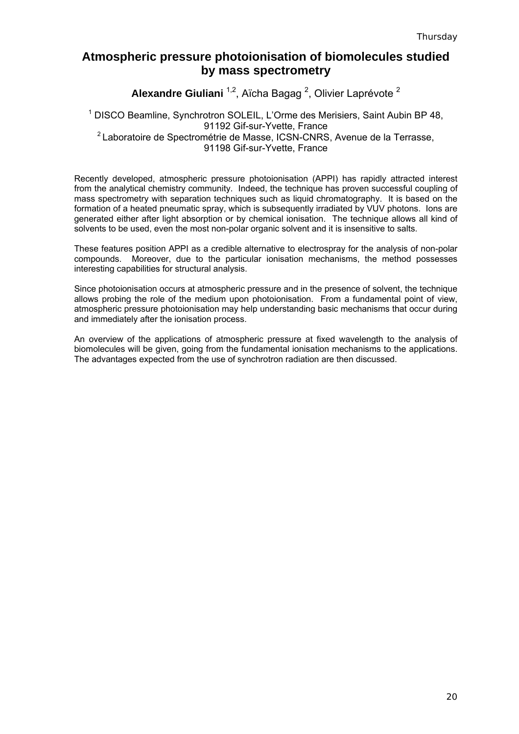# Atmospheric pressure photoionisation of biomolecules studied by mass spectrometry

**Alexandre Giuliani** [1,2], Aïcha Bagag [2], Olivier Laprévote [2]

[1] DISCO Beamline, Synchrotron SOLEIL, L'Orme des Merisiers, Saint Aubin BP 48, 91192 Gif-sur-Yvette, France
[2] Laboratoire de Spectrométrie de Masse, ICSN-CNRS, Avenue de la Terrasse, 91198 Gif-sur-Yvette, France

Recently developed, atmospheric pressure photoionisation (APPI) has rapidly attracted interest from the analytical chemistry community. Indeed, the technique has proven successful coupling of mass spectrometry with separation techniques such as liquid chromatography. It is based on the formation of a heated pneumatic spray, which is subsequently irradiated by VUV photons. Ions are generated either after light absorption or by chemical ionisation. The technique allows all kind of solvents to be used, even the most non-polar organic solvent and it is insensitive to salts.

These features position APPI as a credible alternative to electrospray for the analysis of non-polar compounds. Moreover, due to the particular ionisation mechanisms, the method possesses interesting capabilities for structural analysis.

Since photoionisation occurs at atmospheric pressure and in the presence of solvent, the technique allows probing the role of the medium upon photoionisation. From a fundamental point of view, atmospheric pressure photoionisation may help understanding basic mechanisms that occur during and immediately after the ionisation process.

An overview of the applications of atmospheric pressure at fixed wavelength to the analysis of biomolecules will be given, going from the fundamental ionisation mechanisms to the applications. The advantages expected from the use of synchrotron radiation are then discussed.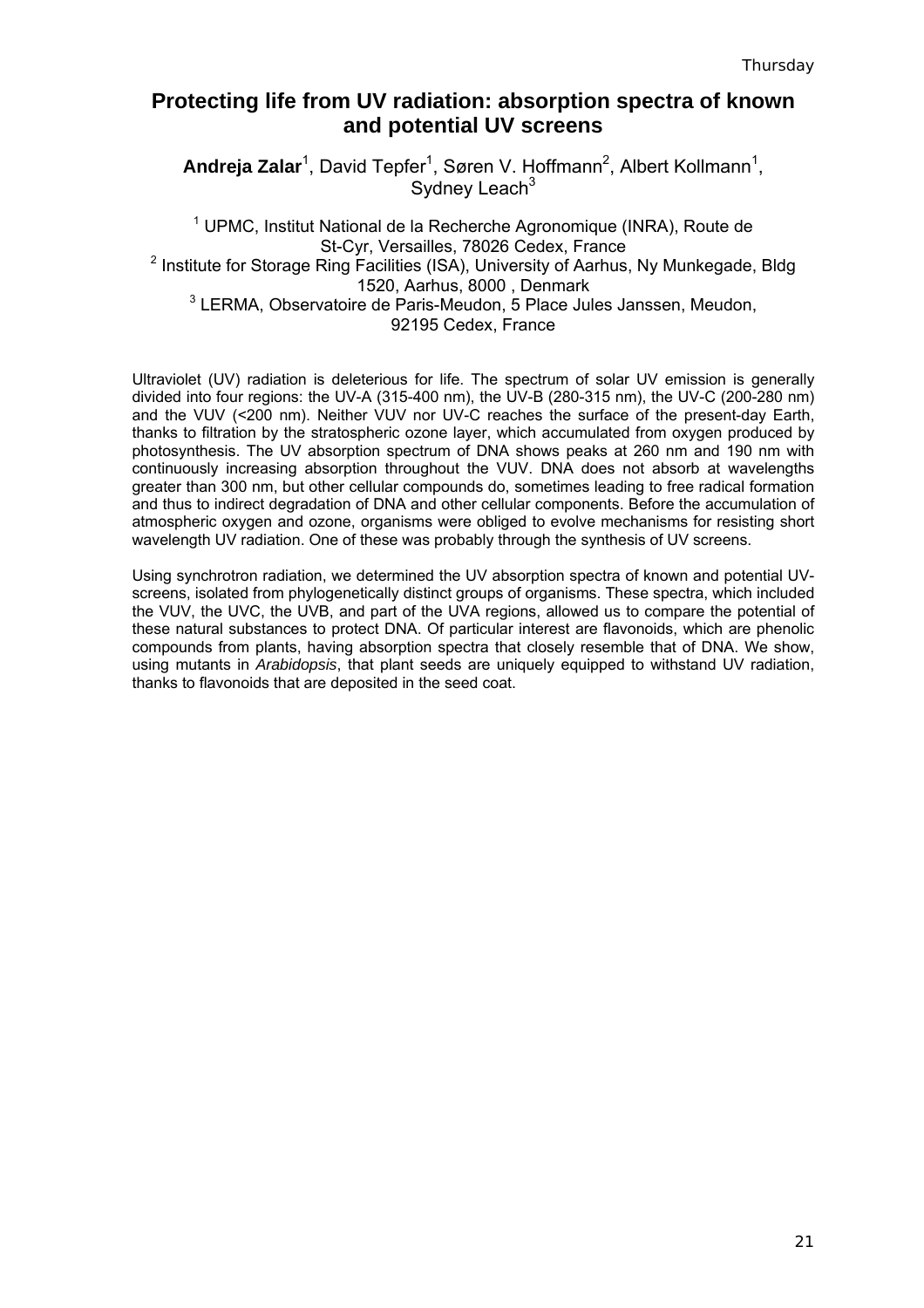# Protecting life from UV radiation: absorption spectra of known and potential UV screens

**Andreja Zalar**[1], David Tepfer[1], Søren V. Hoffmann[2], Albert Kollmann[1], Sydney Leach[3]

[1] UPMC, Institut National de la Recherche Agronomique (INRA), Route de St-Cyr, Versailles, 78026 Cedex, France
[2] Institute for Storage Ring Facilities (ISA), University of Aarhus, Ny Munkegade, Bldg 1520, Aarhus, 8000 , Denmark
[3] LERMA, Observatoire de Paris-Meudon, 5 Place Jules Janssen, Meudon, 92195 Cedex, France

Ultraviolet (UV) radiation is deleterious for life. The spectrum of solar UV emission is generally divided into four regions: the UV-A (315-400 nm), the UV-B (280-315 nm), the UV-C (200-280 nm) and the VUV (<200 nm). Neither VUV nor UV-C reaches the surface of the present-day Earth, thanks to filtration by the stratospheric ozone layer, which accumulated from oxygen produced by photosynthesis. The UV absorption spectrum of DNA shows peaks at 260 nm and 190 nm with continuously increasing absorption throughout the VUV. DNA does not absorb at wavelengths greater than 300 nm, but other cellular compounds do, sometimes leading to free radical formation and thus to indirect degradation of DNA and other cellular components. Before the accumulation of atmospheric oxygen and ozone, organisms were obliged to evolve mechanisms for resisting short wavelength UV radiation. One of these was probably through the synthesis of UV screens.

Using synchrotron radiation, we determined the UV absorption spectra of known and potential UV-screens, isolated from phylogenetically distinct groups of organisms. These spectra, which included the VUV, the UVC, the UVB, and part of the UVA regions, allowed us to compare the potential of these natural substances to protect DNA. Of particular interest are flavonoids, which are phenolic compounds from plants, having absorption spectra that closely resemble that of DNA. We show, using mutants in *Arabidopsis*, that plant seeds are uniquely equipped to withstand UV radiation, thanks to flavonoids that are deposited in the seed coat.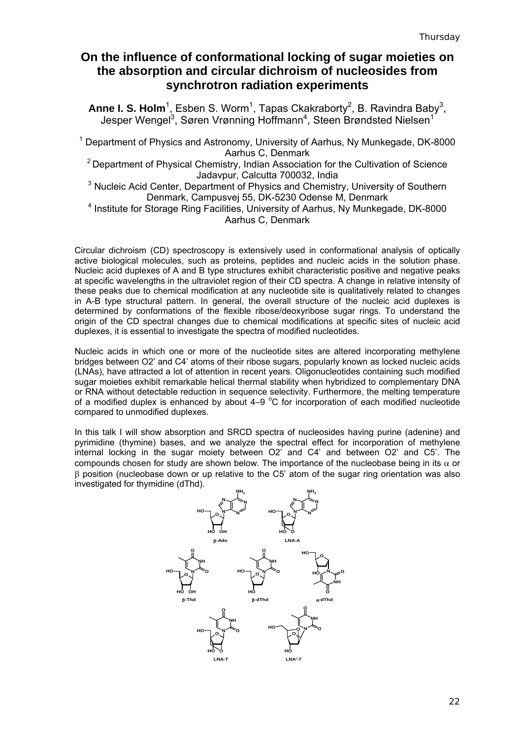# On the influence of conformational locking of sugar moieties on the absorption and circular dichroism of nucleosides from synchrotron radiation experiments

**Anne I. S. Holm**[1], Esben S. Worm[1], Tapas Ckakraborty[2], B. Ravindra Baby[3], Jesper Wengel[3], Søren Vrønning Hoffmann[4], Steen Brøndsted Nielsen[1]

[1] Department of Physics and Astronomy, University of Aarhus, Ny Munkegade, DK-8000 Aarhus C, Denmark
[2] Department of Physical Chemistry, Indian Association for the Cultivation of Science Jadavpur, Calcutta 700032, India
[3] Nucleic Acid Center, Department of Physics and Chemistry, University of Southern Denmark, Campusvej 55, DK-5230 Odense M, Denmark
[4] Institute for Storage Ring Facilities, University of Aarhus, Ny Munkegade, DK-8000 Aarhus C, Denmark

Circular dichroism (CD) spectroscopy is extensively used in conformational analysis of optically active biological molecules, such as proteins, peptides and nucleic acids in the solution phase. Nucleic acid duplexes of A and B type structures exhibit characteristic positive and negative peaks at specific wavelengths in the ultraviolet region of their CD spectra. A change in relative intensity of these peaks due to chemical modification at any nucleotide site is qualitatively related to changes in A-B type structural pattern. In general, the overall structure of the nucleic acid duplexes is determined by conformations of the flexible ribose/deoxyribose sugar rings. To understand the origin of the CD spectral changes due to chemical modifications at specific sites of nucleic acid duplexes, it is essential to investigate the spectra of modified nucleotides.

Nucleic acids in which one or more of the nucleotide sites are altered incorporating methylene bridges between O2' and C4' atoms of their ribose sugars, popularly known as locked nucleic acids (LNAs), have attracted a lot of attention in recent years. Oligonucleotides containing such modified sugar moieties exhibit remarkable helical thermal stability when hybridized to complementary DNA or RNA without detectable reduction in sequence selectivity. Furthermore, the melting temperature of a modified duplex is enhanced by about 4–9 °C for incorporation of each modified nucleotide compared to unmodified duplexes.

In this talk I will show absorption and SRCD spectra of nucleosides having purine (adenine) and pyrimidine (thymine) bases, and we analyze the spectral effect for incorporation of methylene internal locking in the sugar moiety between O2' and C4' and between O2' and C5'. The compounds chosen for study are shown below. The importance of the nucleobase being in its α or β position (nucleobase down or up relative to the C5' atom of the sugar ring orientation was also investigated for thymidine (dThd).

β-Ado  LNA-A

β-Thd  β-dThd  α-dThd

LNA-T  LNA'-T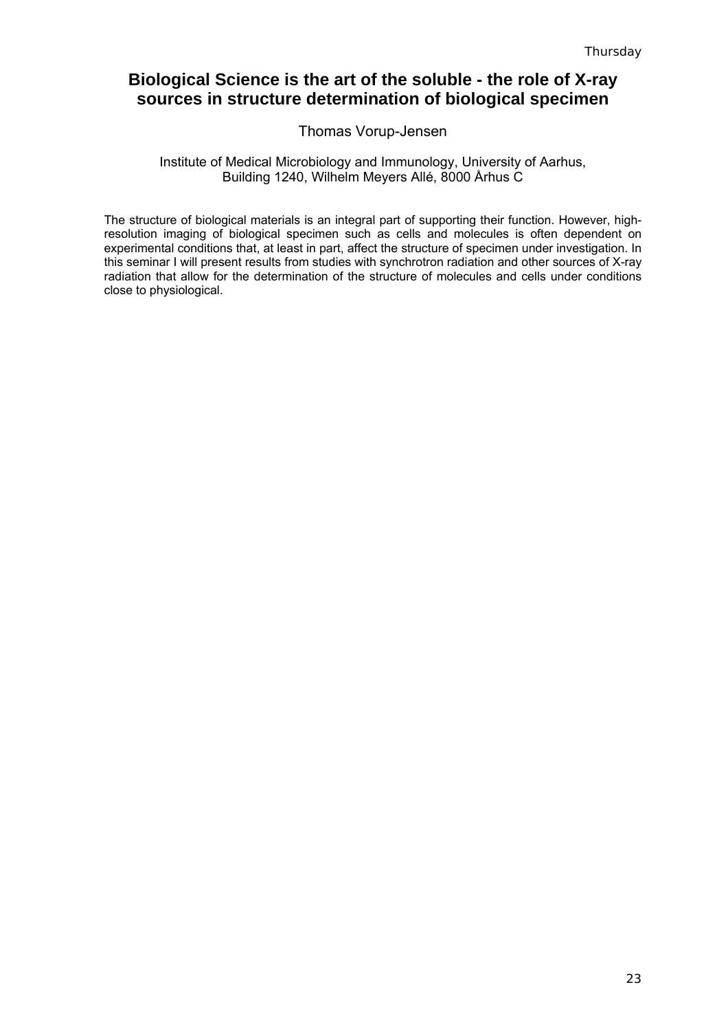# Biological Science is the art of the soluble - the role of X-ray sources in structure determination of biological specimen

Thomas Vorup-Jensen

Institute of Medical Microbiology and Immunology, University of Aarhus, Building 1240, Wilhelm Meyers Allé, 8000 Århus C

The structure of biological materials is an integral part of supporting their function. However, high-resolution imaging of biological specimen such as cells and molecules is often dependent on experimental conditions that, at least in part, affect the structure of specimen under investigation. In this seminar I will present results from studies with synchrotron radiation and other sources of X-ray radiation that allow for the determination of the structure of molecules and cells under conditions close to physiological.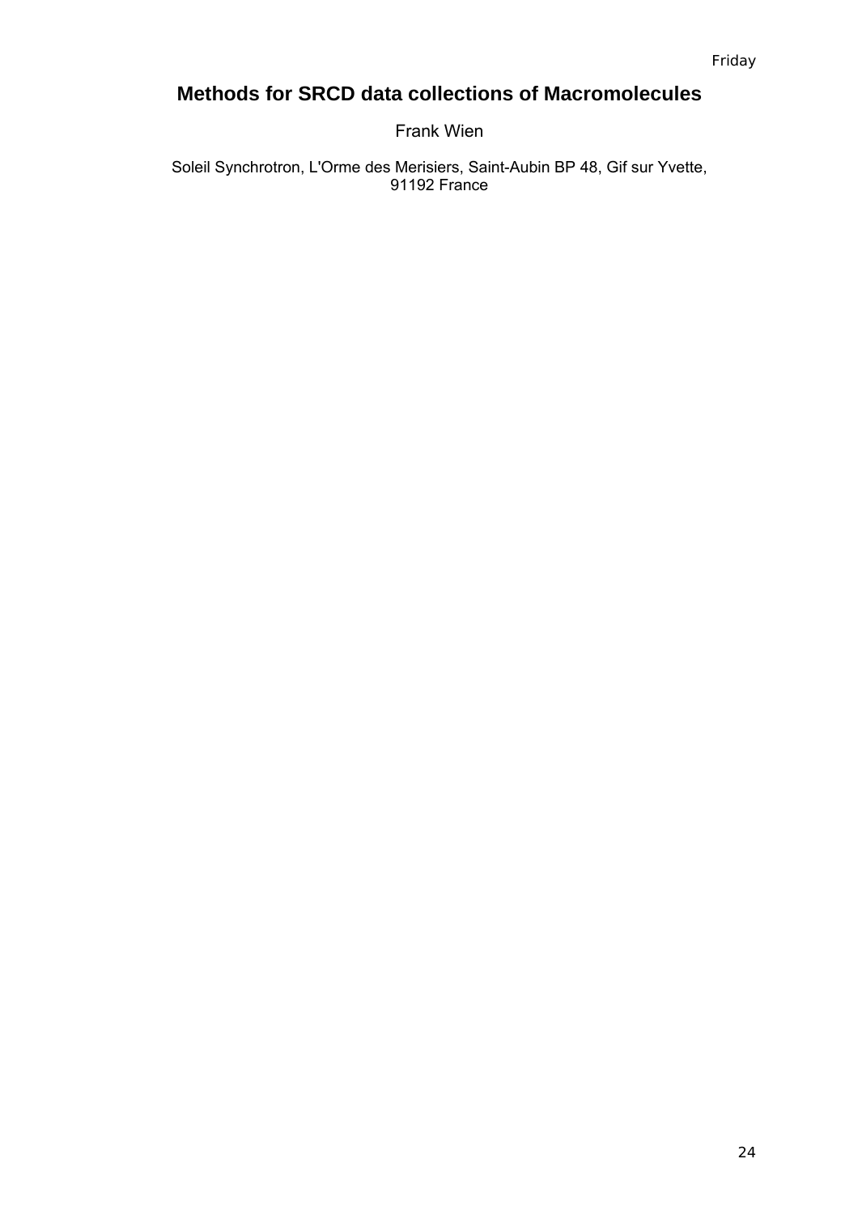# Methods for SRCD data collections of Macromolecules

Frank Wien

Soleil Synchrotron, L'Orme des Merisiers, Saint-Aubin BP 48, Gif sur Yvette, 91192 France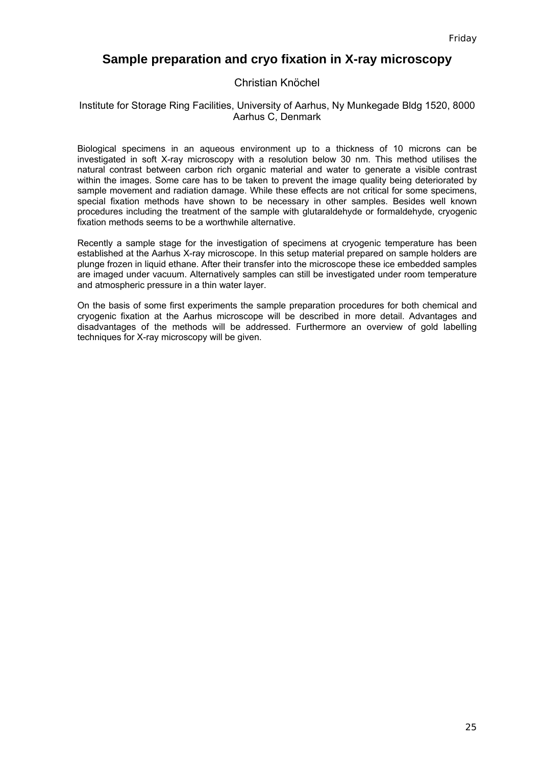# Sample preparation and cryo fixation in X-ray microscopy

Christian Knöchel

Institute for Storage Ring Facilities, University of Aarhus, Ny Munkegade Bldg 1520, 8000 Aarhus C, Denmark

Biological specimens in an aqueous environment up to a thickness of 10 microns can be investigated in soft X-ray microscopy with a resolution below 30 nm. This method utilises the natural contrast between carbon rich organic material and water to generate a visible contrast within the images. Some care has to be taken to prevent the image quality being deteriorated by sample movement and radiation damage. While these effects are not critical for some specimens, special fixation methods have shown to be necessary in other samples. Besides well known procedures including the treatment of the sample with glutaraldehyde or formaldehyde, cryogenic fixation methods seems to be a worthwhile alternative.

Recently a sample stage for the investigation of specimens at cryogenic temperature has been established at the Aarhus X-ray microscope. In this setup material prepared on sample holders are plunge frozen in liquid ethane. After their transfer into the microscope these ice embedded samples are imaged under vacuum. Alternatively samples can still be investigated under room temperature and atmospheric pressure in a thin water layer.

On the basis of some first experiments the sample preparation procedures for both chemical and cryogenic fixation at the Aarhus microscope will be described in more detail. Advantages and disadvantages of the methods will be addressed. Furthermore an overview of gold labelling techniques for X-ray microscopy will be given.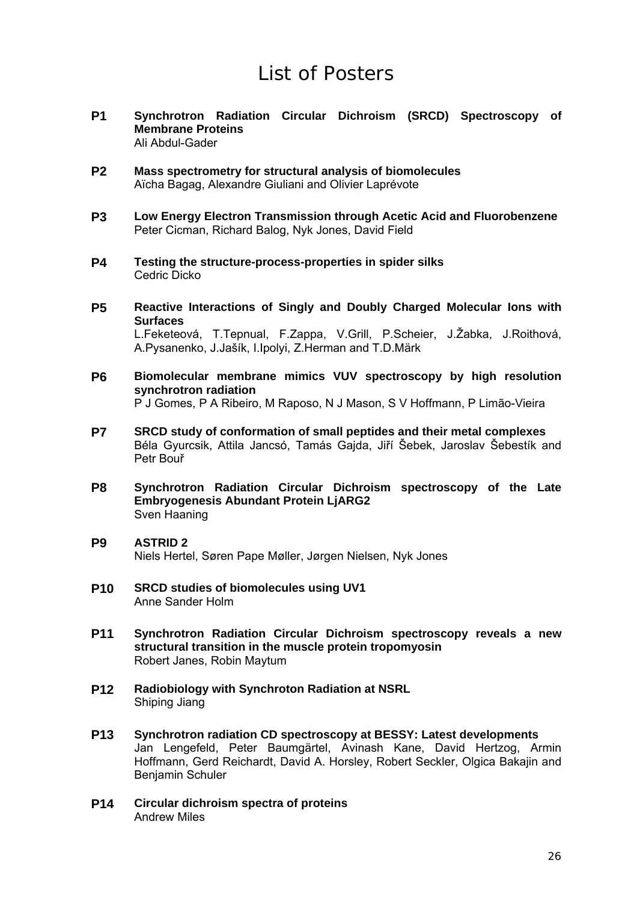# List of Posters

**P1** **Synchrotron Radiation Circular Dichroism (SRCD) Spectroscopy of Membrane Proteins**
Ali Abdul-Gader

**P2** **Mass spectrometry for structural analysis of biomolecules**
Aïcha Bagag, Alexandre Giuliani and Olivier Laprévote

**P3** **Low Energy Electron Transmission through Acetic Acid and Fluorobenzene**
Peter Cicman, Richard Balog, Nyk Jones, David Field

**P4** **Testing the structure-process-properties in spider silks**
Cedric Dicko

**P5** **Reactive Interactions of Singly and Doubly Charged Molecular Ions with Surfaces**
L.Feketeová, T.Tepnual, F.Zappa, V.Grill, P.Scheier, J.Žabka, J.Roithová, A.Pysanenko, J.Jašík, I.Ipolyi, Z.Herman and T.D.Märk

**P6** **Biomolecular membrane mimics VUV spectroscopy by high resolution synchrotron radiation**
P J Gomes, P A Ribeiro, M Raposo, N J Mason, S V Hoffmann, P Limão-Vieira

**P7** **SRCD study of conformation of small peptides and their metal complexes**
Béla Gyurcsik, Attila Jancsó, Tamás Gajda, Jiří Šebek, Jaroslav Šebestík and Petr Bouř

**P8** **Synchrotron Radiation Circular Dichroism spectroscopy of the Late Embryogenesis Abundant Protein LjARG2**
Sven Haaning

**P9** **ASTRID 2**
Niels Hertel, Søren Pape Møller, Jørgen Nielsen, Nyk Jones

**P10** **SRCD studies of biomolecules using UV1**
Anne Sander Holm

**P11** **Synchrotron Radiation Circular Dichroism spectroscopy reveals a new structural transition in the muscle protein tropomyosin**
Robert Janes, Robin Maytum

**P12** **Radiobiology with Synchroton Radiation at NSRL**
Shiping Jiang

**P13** **Synchrotron radiation CD spectroscopy at BESSY: Latest developments**
Jan Lengefeld, Peter Baumgärtel, Avinash Kane, David Hertzog, Armin Hoffmann, Gerd Reichardt, David A. Horsley, Robert Seckler, Olgica Bakajin and Benjamin Schuler

**P14** **Circular dichroism spectra of proteins**
Andrew Miles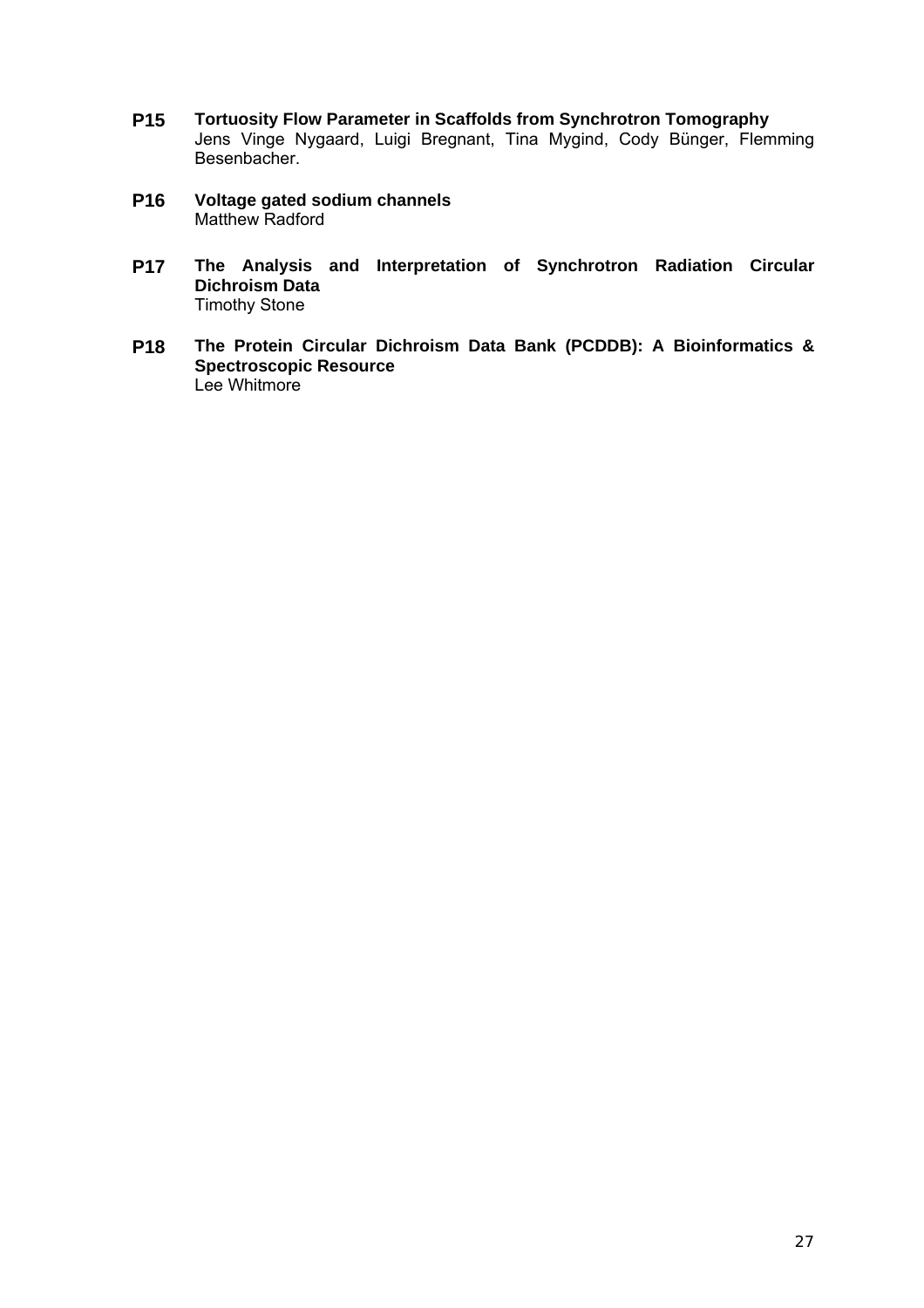**P15** **Tortuosity Flow Parameter in Scaffolds from Synchrotron Tomography**
Jens Vinge Nygaard, Luigi Bregnant, Tina Mygind, Cody Bünger, Flemming Besenbacher.

**P16** **Voltage gated sodium channels**
Matthew Radford

**P17** **The Analysis and Interpretation of Synchrotron Radiation Circular Dichroism Data**
Timothy Stone

**P18** **The Protein Circular Dichroism Data Bank (PCDDB): A Bioinformatics & Spectroscopic Resource**
Lee Whitmore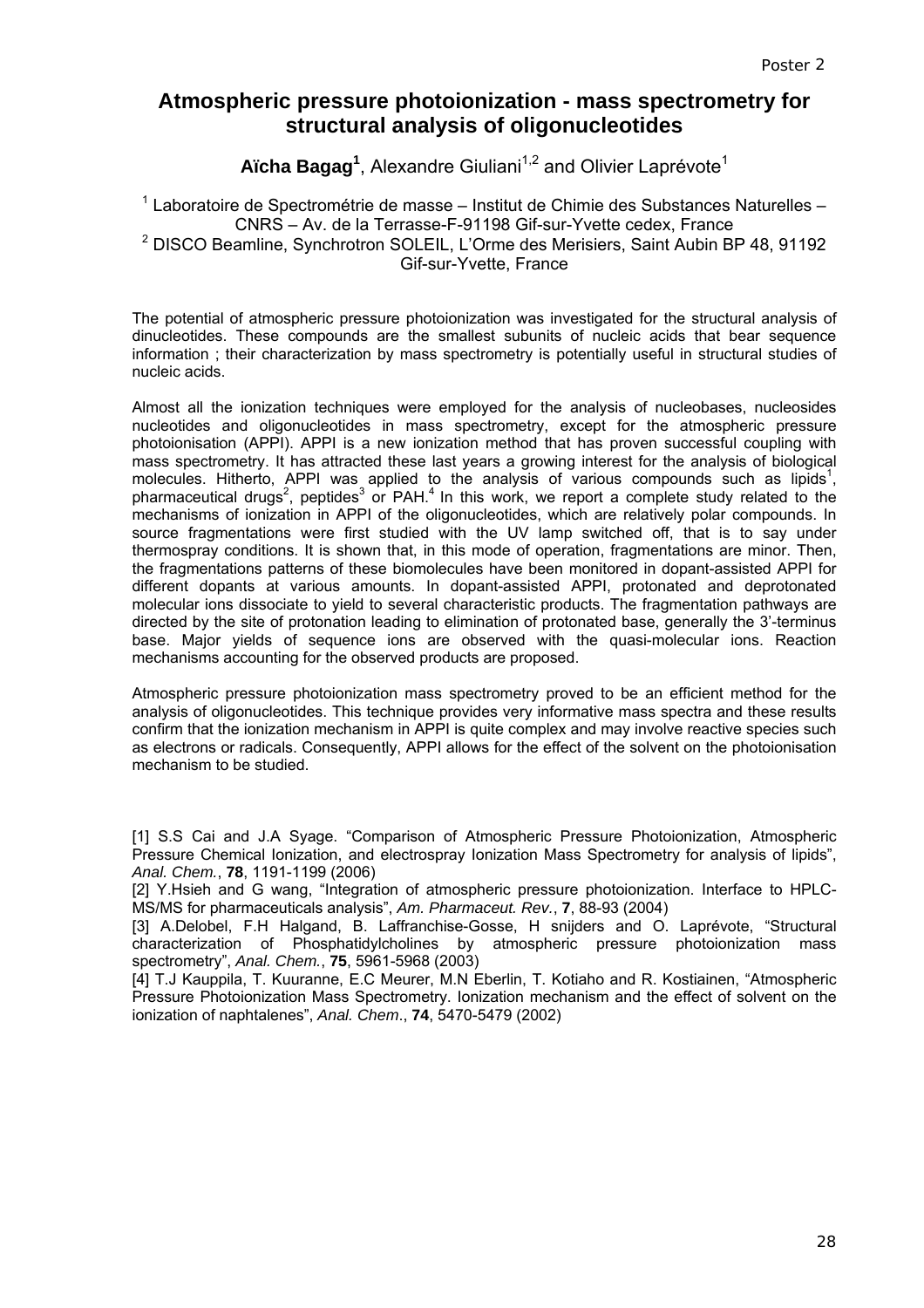# Atmospheric pressure photoionization - mass spectrometry for structural analysis of oligonucleotides

**Aïcha Bagag[1]**, Alexandre Giuliani[1,2] and Olivier Laprévote[1]

[1] Laboratoire de Spectrométrie de masse – Institut de Chimie des Substances Naturelles – CNRS – Av. de la Terrasse-F-91198 Gif-sur-Yvette cedex, France
[2] DISCO Beamline, Synchrotron SOLEIL, L'Orme des Merisiers, Saint Aubin BP 48, 91192 Gif-sur-Yvette, France

The potential of atmospheric pressure photoionization was investigated for the structural analysis of dinucleotides. These compounds are the smallest subunits of nucleic acids that bear sequence information ; their characterization by mass spectrometry is potentially useful in structural studies of nucleic acids.

Almost all the ionization techniques were employed for the analysis of nucleobases, nucleosides nucleotides and oligonucleotides in mass spectrometry, except for the atmospheric pressure photoionisation (APPI). APPI is a new ionization method that has proven successful coupling with mass spectrometry. It has attracted these last years a growing interest for the analysis of biological molecules. Hitherto, APPI was applied to the analysis of various compounds such as lipids[1], pharmaceutical drugs[2], peptides[3] or PAH.[4] In this work, we report a complete study related to the mechanisms of ionization in APPI of the oligonucleotides, which are relatively polar compounds. In source fragmentations were first studied with the UV lamp switched off, that is to say under thermospray conditions. It is shown that, in this mode of operation, fragmentations are minor. Then, the fragmentations patterns of these biomolecules have been monitored in dopant-assisted APPI for different dopants at various amounts. In dopant-assisted APPI, protonated and deprotonated molecular ions dissociate to yield to several characteristic products. The fragmentation pathways are directed by the site of protonation leading to elimination of protonated base, generally the 3'-terminus base. Major yields of sequence ions are observed with the quasi-molecular ions. Reaction mechanisms accounting for the observed products are proposed.

Atmospheric pressure photoionization mass spectrometry proved to be an efficient method for the analysis of oligonucleotides. This technique provides very informative mass spectra and these results confirm that the ionization mechanism in APPI is quite complex and may involve reactive species such as electrons or radicals. Consequently, APPI allows for the effect of the solvent on the photoionisation mechanism to be studied.

[1] S.S Cai and J.A Syage. "Comparison of Atmospheric Pressure Photoionization, Atmospheric Pressure Chemical Ionization, and electrospray Ionization Mass Spectrometry for analysis of lipids", *Anal. Chem.*, **78**, 1191-1199 (2006)

[2] Y.Hsieh and G wang, "Integration of atmospheric pressure photoionization. Interface to HPLC-MS/MS for pharmaceuticals analysis", *Am. Pharmaceut. Rev.*, **7**, 88-93 (2004)

[3] A.Delobel, F.H Halgand, B. Laffranchise-Gosse, H snijders and O. Laprévote, "Structural characterization of Phosphatidylcholines by atmospheric pressure photoionization mass spectrometry", *Anal. Chem.*, **75**, 5961-5968 (2003)

[4] T.J Kauppila, T. Kuuranne, E.C Meurer, M.N Eberlin, T. Kotiaho and R. Kostiainen, "Atmospheric Pressure Photoionization Mass Spectrometry. Ionization mechanism and the effect of solvent on the ionization of naphtalenes", *Anal. Chem*., **74**, 5470-5479 (2002)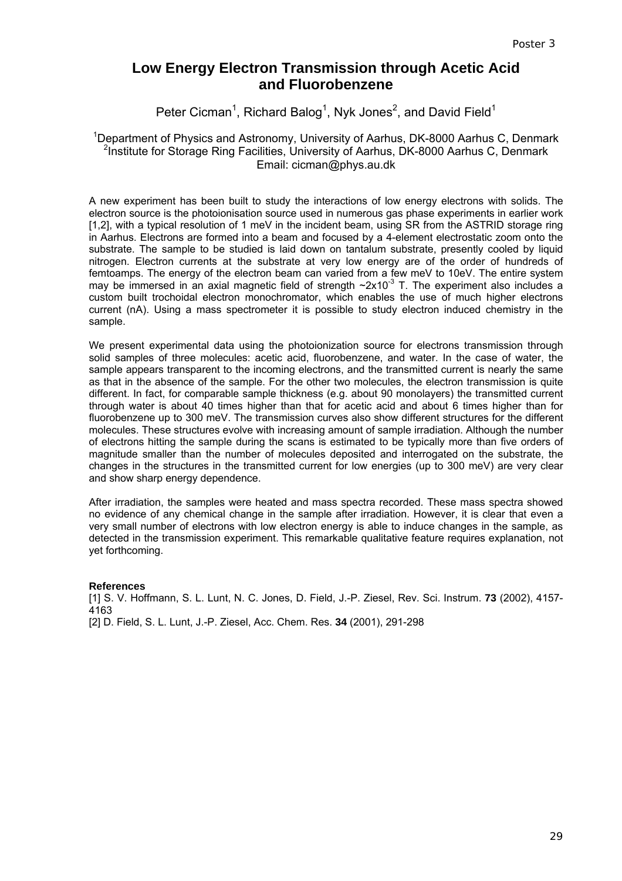# Low Energy Electron Transmission through Acetic Acid and Fluorobenzene

Peter Cicman[1], Richard Balog[1], Nyk Jones[2], and David Field[1]

[1]Department of Physics and Astronomy, University of Aarhus, DK-8000 Aarhus C, Denmark
[2]Institute for Storage Ring Facilities, University of Aarhus, DK-8000 Aarhus C, Denmark
Email: cicman@phys.au.dk

A new experiment has been built to study the interactions of low energy electrons with solids. The electron source is the photoionisation source used in numerous gas phase experiments in earlier work [1,2], with a typical resolution of 1 meV in the incident beam, using SR from the ASTRID storage ring in Aarhus. Electrons are formed into a beam and focused by a 4-element electrostatic zoom onto the substrate. The sample to be studied is laid down on tantalum substrate, presently cooled by liquid nitrogen. Electron currents at the substrate at very low energy are of the order of hundreds of femtoamps. The energy of the electron beam can varied from a few meV to 10eV. The entire system may be immersed in an axial magnetic field of strength ~$2x10^{-3}$ T. The experiment also includes a custom built trochoidal electron monochromator, which enables the use of much higher electrons current (nA). Using a mass spectrometer it is possible to study electron induced chemistry in the sample.

We present experimental data using the photoionization source for electrons transmission through solid samples of three molecules: acetic acid, fluorobenzene, and water. In the case of water, the sample appears transparent to the incoming electrons, and the transmitted current is nearly the same as that in the absence of the sample. For the other two molecules, the electron transmission is quite different. In fact, for comparable sample thickness (e.g. about 90 monolayers) the transmitted current through water is about 40 times higher than that for acetic acid and about 6 times higher than for fluorobenzene up to 300 meV. The transmission curves also show different structures for the different molecules. These structures evolve with increasing amount of sample irradiation. Although the number of electrons hitting the sample during the scans is estimated to be typically more than five orders of magnitude smaller than the number of molecules deposited and interrogated on the substrate, the changes in the structures in the transmitted current for low energies (up to 300 meV) are very clear and show sharp energy dependence.

After irradiation, the samples were heated and mass spectra recorded. These mass spectra showed no evidence of any chemical change in the sample after irradiation. However, it is clear that even a very small number of electrons with low electron energy is able to induce changes in the sample, as detected in the transmission experiment. This remarkable qualitative feature requires explanation, not yet forthcoming.

**References**

[1] S. V. Hoffmann, S. L. Lunt, N. C. Jones, D. Field, J.-P. Ziesel, Rev. Sci. Instrum. **73** (2002), 4157-4163

[2] D. Field, S. L. Lunt, J.-P. Ziesel, Acc. Chem. Res. **34** (2001), 291-298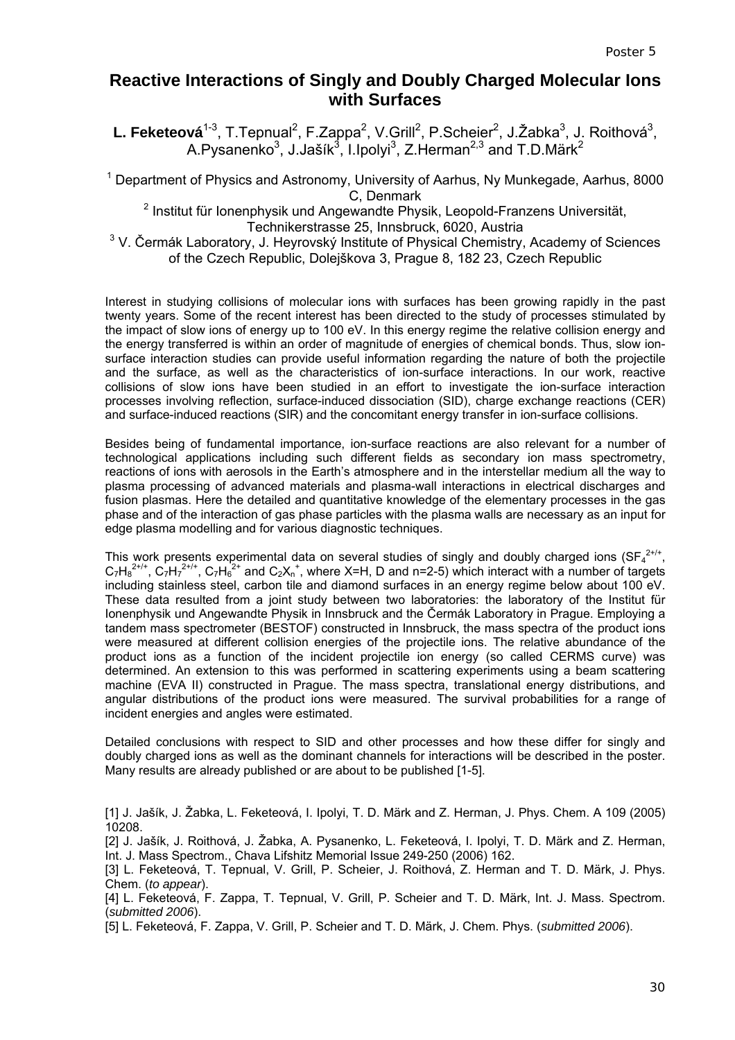# Reactive Interactions of Singly and Doubly Charged Molecular Ions with Surfaces

**L. Feketeová**[1-3], T.Tepnual[2], F.Zappa[2], V.Grill[2], P.Scheier[2], J.Žabka[3], J. Roithová[3], A.Pysanenko[3], J.Jašík[3], I.Ipolyi[3], Z.Herman[2,3] and T.D.Märk[2]

[1] Department of Physics and Astronomy, University of Aarhus, Ny Munkegade, Aarhus, 8000 C, Denmark
[2] Institut für Ionenphysik und Angewandte Physik, Leopold-Franzens Universität, Technikerstrasse 25, Innsbruck, 6020, Austria
[3] V. Čermák Laboratory, J. Heyrovský Institute of Physical Chemistry, Academy of Sciences of the Czech Republic, Dolejškova 3, Prague 8, 182 23, Czech Republic

Interest in studying collisions of molecular ions with surfaces has been growing rapidly in the past twenty years. Some of the recent interest has been directed to the study of processes stimulated by the impact of slow ions of energy up to 100 eV. In this energy regime the relative collision energy and the energy transferred is within an order of magnitude of energies of chemical bonds. Thus, slow ion-surface interaction studies can provide useful information regarding the nature of both the projectile and the surface, as well as the characteristics of ion-surface interactions. In our work, reactive collisions of slow ions have been studied in an effort to investigate the ion-surface interaction processes involving reflection, surface-induced dissociation (SID), charge exchange reactions (CER) and surface-induced reactions (SIR) and the concomitant energy transfer in ion-surface collisions.

Besides being of fundamental importance, ion-surface reactions are also relevant for a number of technological applications including such different fields as secondary ion mass spectrometry, reactions of ions with aerosols in the Earth's atmosphere and in the interstellar medium all the way to plasma processing of advanced materials and plasma-wall interactions in electrical discharges and fusion plasmas. Here the detailed and quantitative knowledge of the elementary processes in the gas phase and of the interaction of gas phase particles with the plasma walls are necessary as an input for edge plasma modelling and for various diagnostic techniques.

This work presents experimental data on several studies of singly and doubly charged ions ($SF_4^{2+/+}$, $C_7H_8^{2+/+}$, $C_7H_7^{2+/+}$, $C_7H_6^{2+}$ and $C_2X_n^+$, where X=H, D and n=2-5) which interact with a number of targets including stainless steel, carbon tile and diamond surfaces in an energy regime below about 100 eV. These data resulted from a joint study between two laboratories: the laboratory of the Institut für Ionenphysik und Angewandte Physik in Innsbruck and the Čermák Laboratory in Prague. Employing a tandem mass spectrometer (BESTOF) constructed in Innsbruck, the mass spectra of the product ions were measured at different collision energies of the projectile ions. The relative abundance of the product ions as a function of the incident projectile ion energy (so called CERMS curve) was determined. An extension to this was performed in scattering experiments using a beam scattering machine (EVA II) constructed in Prague. The mass spectra, translational energy distributions, and angular distributions of the product ions were measured. The survival probabilities for a range of incident energies and angles were estimated.

Detailed conclusions with respect to SID and other processes and how these differ for singly and doubly charged ions as well as the dominant channels for interactions will be described in the poster. Many results are already published or are about to be published [1-5].

[1] J. Jašík, J. Žabka, L. Feketeová, I. Ipolyi, T. D. Märk and Z. Herman, J. Phys. Chem. A 109 (2005) 10208.
[2] J. Jašík, J. Roithová, J. Žabka, A. Pysanenko, L. Feketeová, I. Ipolyi, T. D. Märk and Z. Herman, Int. J. Mass Spectrom., Chava Lifshitz Memorial Issue 249-250 (2006) 162.
[3] L. Feketeová, T. Tepnual, V. Grill, P. Scheier, J. Roithová, Z. Herman and T. D. Märk, J. Phys. Chem. (*to appear*).
[4] L. Feketeová, F. Zappa, T. Tepnual, V. Grill, P. Scheier and T. D. Märk, Int. J. Mass Spectrom. (*submitted 2006*).
[5] L. Feketeová, F. Zappa, V. Grill, P. Scheier and T. D. Märk, J. Chem. Phys. (*submitted 2006*).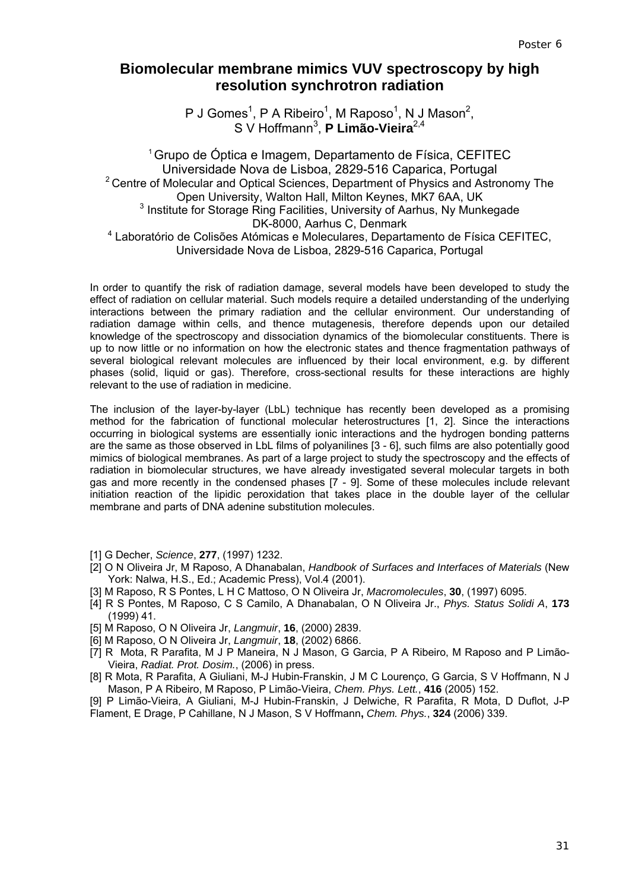# Biomolecular membrane mimics VUV spectroscopy by high resolution synchrotron radiation

P J Gomes[1], P A Ribeiro[1], M Raposo[1], N J Mason[2], S V Hoffmann[3], **P Limão-Vieira**[2,4]

[1] Grupo de Óptica e Imagem, Departamento de Física, CEFITEC Universidade Nova de Lisboa, 2829-516 Caparica, Portugal
[2] Centre of Molecular and Optical Sciences, Department of Physics and Astronomy The Open University, Walton Hall, Milton Keynes, MK7 6AA, UK
[3] Institute for Storage Ring Facilities, University of Aarhus, Ny Munkegade DK-8000, Aarhus C, Denmark
[4] Laboratório de Colisões Atómicas e Moleculares, Departamento de Física CEFITEC, Universidade Nova de Lisboa, 2829-516 Caparica, Portugal

In order to quantify the risk of radiation damage, several models have been developed to study the effect of radiation on cellular material. Such models require a detailed understanding of the underlying interactions between the primary radiation and the cellular environment. Our understanding of radiation damage within cells, and thence mutagenesis, therefore depends upon our detailed knowledge of the spectroscopy and dissociation dynamics of the biomolecular constituents. There is up to now little or no information on how the electronic states and thence fragmentation pathways of several biological relevant molecules are influenced by their local environment, e.g. by different phases (solid, liquid or gas). Therefore, cross-sectional results for these interactions are highly relevant to the use of radiation in medicine.

The inclusion of the layer-by-layer (LbL) technique has recently been developed as a promising method for the fabrication of functional molecular heterostructures [1, 2]. Since the interactions occurring in biological systems are essentially ionic interactions and the hydrogen bonding patterns are the same as those observed in LbL films of polyanilines [3 - 6], such films are also potentially good mimics of biological membranes. As part of a large project to study the spectroscopy and the effects of radiation in biomolecular structures, we have already investigated several molecular targets in both gas and more recently in the condensed phases [7 - 9]. Some of these molecules include relevant initiation reaction of the lipidic peroxidation that takes place in the double layer of the cellular membrane and parts of DNA adenine substitution molecules.

[1] G Decher, *Science*, **277**, (1997) 1232.
[2] O N Oliveira Jr, M Raposo, A Dhanabalan, *Handbook of Surfaces and Interfaces of Materials* (New York: Nalwa, H.S., Ed.; Academic Press), Vol.4 (2001).
[3] M Raposo, R S Pontes, L H C Mattoso, O N Oliveira Jr, *Macromolecules*, **30**, (1997) 6095.
[4] R S Pontes, M Raposo, C S Camilo, A Dhanabalan, O N Oliveira Jr., *Phys. Status Solidi A*, **173** (1999) 41.
[5] M Raposo, O N Oliveira Jr, *Langmuir*, **16**, (2000) 2839.
[6] M Raposo, O N Oliveira Jr, *Langmuir*, **18**, (2002) 6866.
[7] R Mota, R Parafita, M J P Maneira, N J Mason, G Garcia, P A Ribeiro, M Raposo and P Limão-Vieira, *Radiat. Prot. Dosim.*, (2006) in press.
[8] R Mota, R Parafita, A Giuliani, M-J Hubin-Franskin, J M C Lourenço, G Garcia, S V Hoffmann, N J Mason, P A Ribeiro, M Raposo, P Limão-Vieira, *Chem. Phys. Lett.*, **416** (2005) 152.
[9] P Limão-Vieira, A Giuliani, M-J Hubin-Franskin, J Delwiche, R Parafita, R Mota, D Duflot, J-P Flament, E Drage, P Cahillane, N J Mason, S V Hoffmann**,** *Chem. Phys.*, **324** (2006) 339.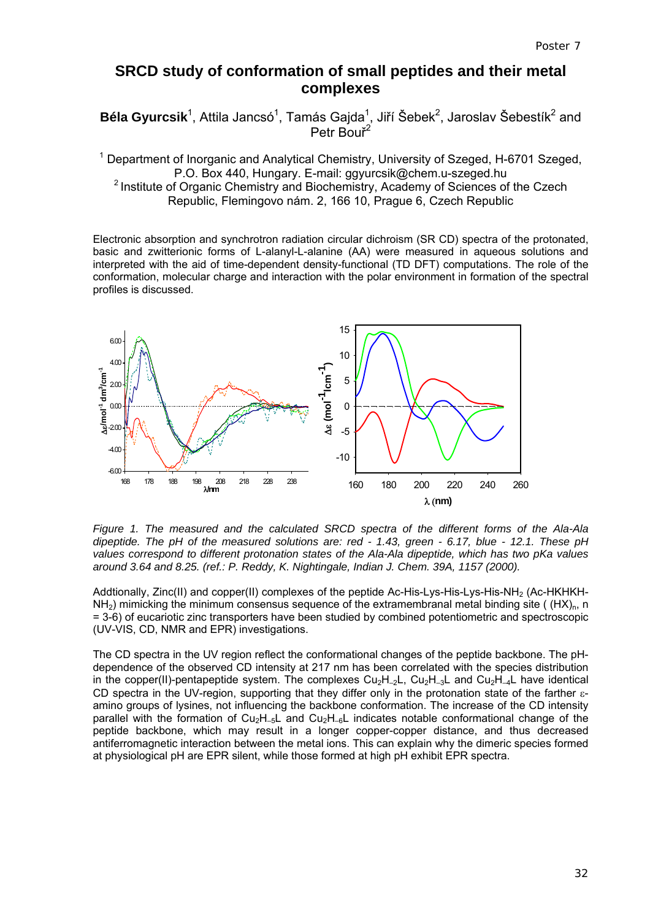Poster 7

# SRCD study of conformation of small peptides and their metal complexes

**Béla Gyurcsik**[1], Attila Jancsó[1], Tamás Gajda[1], Jiří Šebek[2], Jaroslav Šebestík[2] and Petr Bouř[2]

[1] Department of Inorganic and Analytical Chemistry, University of Szeged, H-6701 Szeged, P.O. Box 440, Hungary. E-mail: ggyurcsik@chem.u-szeged.hu
[2] Institute of Organic Chemistry and Biochemistry, Academy of Sciences of the Czech Republic, Flemingovo nám. 2, 166 10, Prague 6, Czech Republic

Electronic absorption and synchrotron radiation circular dichroism (SR CD) spectra of the protonated, basic and zwitterionic forms of L-alanyl-L-alanine (AA) were measured in aqueous solutions and interpreted with the aid of time-dependent density-functional (TD DFT) computations. The role of the conformation, molecular charge and interaction with the polar environment in formation of the spectral profiles is discussed.

*Figure 1. The measured and the calculated SRCD spectra of the different forms of the Ala-Ala dipeptide. The pH of the measured solutions are: red - 1.43, green - 6.17, blue - 12.1. These pH values correspond to different protonation states of the Ala-Ala dipeptide, which has two pKa values around 3.64 and 8.25. (ref.: P. Reddy, K. Nightingale, Indian J. Chem. 39A, 1157 (2000).*

Addtionally, Zinc(II) and copper(II) complexes of the peptide Ac-His-Lys-His-Lys-His-$NH_2$ (Ac-HKHKH-$NH_2$) mimicking the minimum consensus sequence of the extramembranal metal binding site ( $(HX)_n$, n = 3-6) of eucariotic zinc transporters have been studied by combined potentiometric and spectroscopic (UV-VIS, CD, NMR and EPR) investigations.

The CD spectra in the UV region reflect the conformational changes of the peptide backbone. The pH-dependence of the observed CD intensity at 217 nm has been correlated with the species distribution in the copper(II)-pentapeptide system. The complexes $Cu_2H_{-2}L$, $Cu_2H_{-3}L$ and $Cu_2H_{-4}L$ have identical CD spectra in the UV-region, supporting that they differ only in the protonation state of the farther $\varepsilon$-amino groups of lysines, not influencing the backbone conformation. The increase of the CD intensity parallel with the formation of $Cu_2H_{-5}L$ and $Cu_2H_{-6}L$ indicates notable conformational change of the peptide backbone, which may result in a longer copper-copper distance, and thus decreased antiferromagnetic interaction between the metal ions. This can explain why the dimeric species formed at physiological pH are EPR silent, while those formed at high pH exhibit EPR spectra.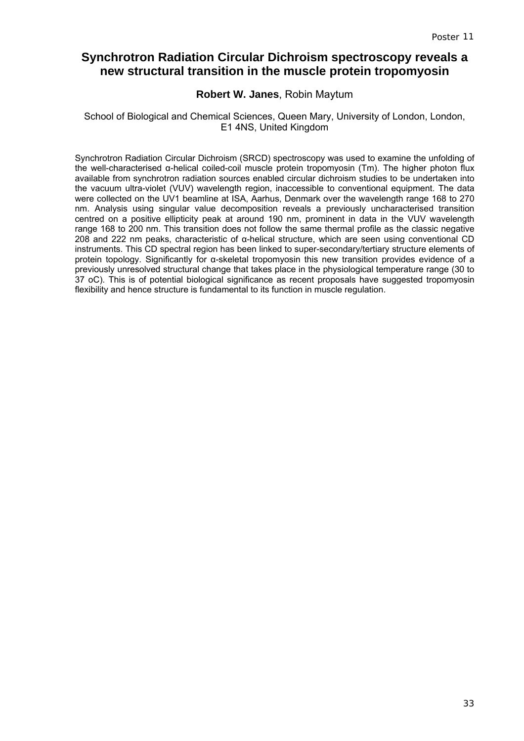Poster 11

# Synchrotron Radiation Circular Dichroism spectroscopy reveals a new structural transition in the muscle protein tropomyosin

**Robert W. Janes**, Robin Maytum

School of Biological and Chemical Sciences, Queen Mary, University of London, London, E1 4NS, United Kingdom

Synchrotron Radiation Circular Dichroism (SRCD) spectroscopy was used to examine the unfolding of the well-characterised α-helical coiled-coil muscle protein tropomyosin (Tm). The higher photon flux available from synchrotron radiation sources enabled circular dichroism studies to be undertaken into the vacuum ultra-violet (VUV) wavelength region, inaccessible to conventional equipment. The data were collected on the UV1 beamline at ISA, Aarhus, Denmark over the wavelength range 168 to 270 nm. Analysis using singular value decomposition reveals a previously uncharacterised transition centred on a positive ellipticity peak at around 190 nm, prominent in data in the VUV wavelength range 168 to 200 nm. This transition does not follow the same thermal profile as the classic negative 208 and 222 nm peaks, characteristic of α-helical structure, which are seen using conventional CD instruments. This CD spectral region has been linked to super-secondary/tertiary structure elements of protein topology. Significantly for α-skeletal tropomyosin this new transition provides evidence of a previously unresolved structural change that takes place in the physiological temperature range (30 to 37 oC). This is of potential biological significance as recent proposals have suggested tropomyosin flexibility and hence structure is fundamental to its function in muscle regulation.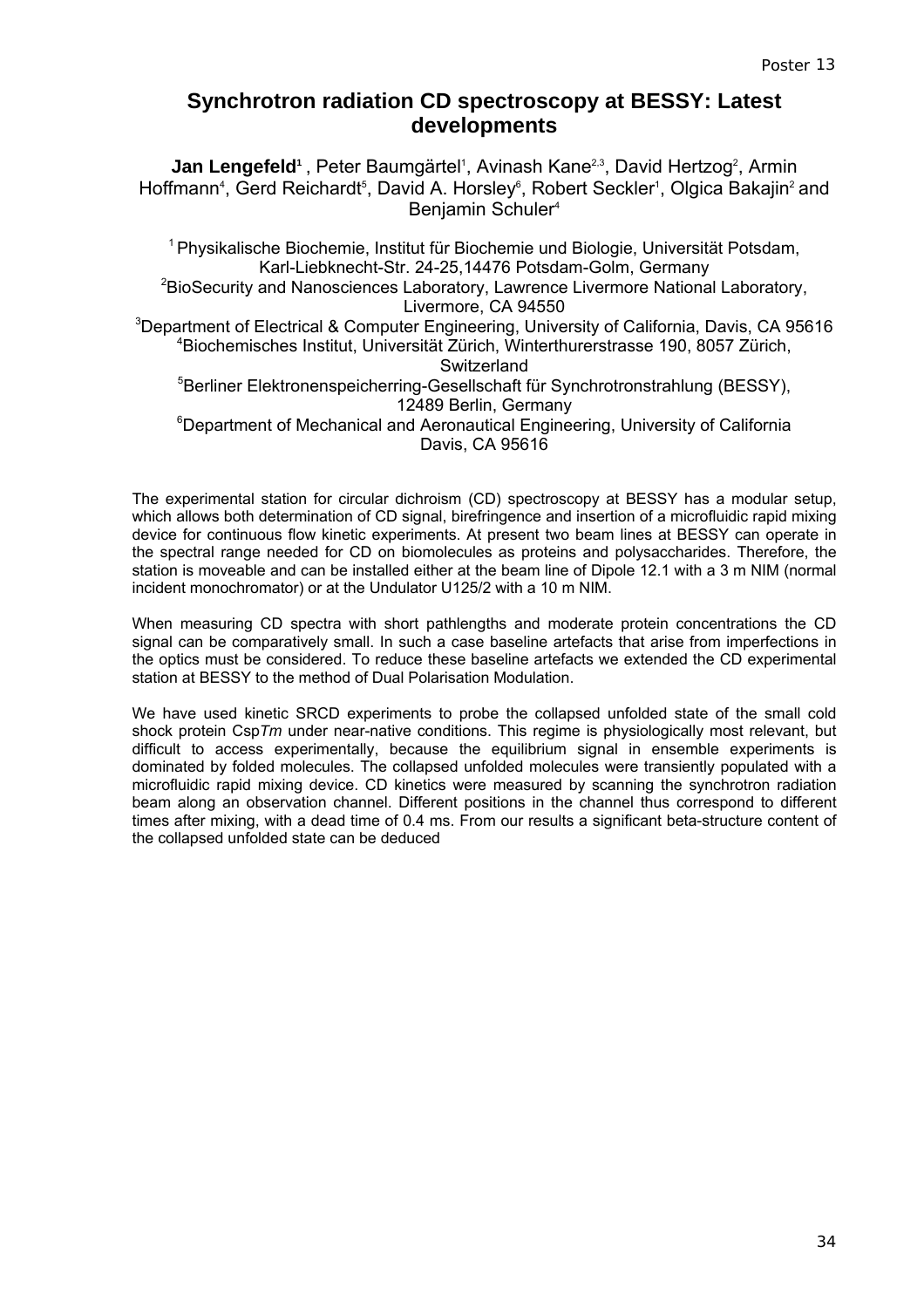Poster 13

# Synchrotron radiation CD spectroscopy at BESSY: Latest developments

**Jan Lengefeld**[1], Peter Baumgärtel[1], Avinash Kane[2,3], David Hertzog[2], Armin Hoffmann[4], Gerd Reichardt[5], David A. Horsley[6], Robert Seckler[1], Olgica Bakajin[2] and Benjamin Schuler[4]

[1] Physikalische Biochemie, Institut für Biochemie und Biologie, Universität Potsdam, Karl-Liebknecht-Str. 24-25,14476 Potsdam-Golm, Germany
[2] BioSecurity and Nanosciences Laboratory, Lawrence Livermore National Laboratory, Livermore, CA 94550
[3] Department of Electrical & Computer Engineering, University of California, Davis, CA 95616
[4] Biochemisches Institut, Universität Zürich, Winterthurerstrasse 190, 8057 Zürich, Switzerland
[5] Berliner Elektronenspeicherring-Gesellschaft für Synchrotronstrahlung (BESSY), 12489 Berlin, Germany
[6] Department of Mechanical and Aeronautical Engineering, University of California Davis, CA 95616

The experimental station for circular dichroism (CD) spectroscopy at BESSY has a modular setup, which allows both determination of CD signal, birefringence and insertion of a microfluidic rapid mixing device for continuous flow kinetic experiments. At present two beam lines at BESSY can operate in the spectral range needed for CD on biomolecules as proteins and polysaccharides. Therefore, the station is moveable and can be installed either at the beam line of Dipole 12.1 with a 3 m NIM (normal incident monochromator) or at the Undulator U125/2 with a 10 m NIM.

When measuring CD spectra with short pathlengths and moderate protein concentrations the CD signal can be comparatively small. In such a case baseline artefacts that arise from imperfections in the optics must be considered. To reduce these baseline artefacts we extended the CD experimental station at BESSY to the method of Dual Polarisation Modulation.

We have used kinetic SRCD experiments to probe the collapsed unfolded state of the small cold shock protein Csp*Tm* under near-native conditions. This regime is physiologically most relevant, but difficult to access experimentally, because the equilibrium signal in ensemble experiments is dominated by folded molecules. The collapsed unfolded molecules were transiently populated with a microfluidic rapid mixing device. CD kinetics were measured by scanning the synchrotron radiation beam along an observation channel. Different positions in the channel thus correspond to different times after mixing, with a dead time of 0.4 ms. From our results a significant beta-structure content of the collapsed unfolded state can be deduced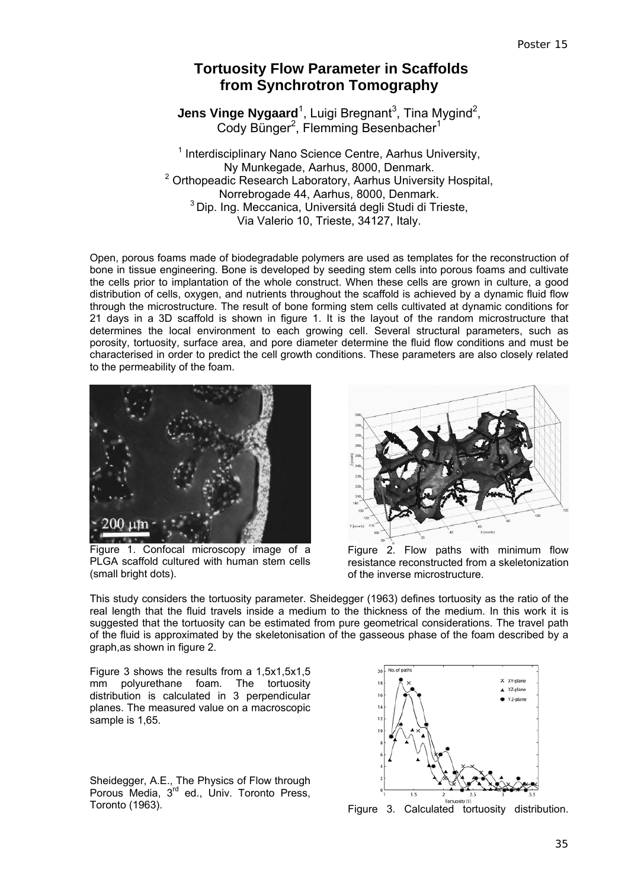# Tortuosity Flow Parameter in Scaffolds from Synchrotron Tomography

**Jens Vinge Nygaard**[1], Luigi Bregnant[3], Tina Mygind[2], Cody Bünger[2], Flemming Besenbacher[1]

[1] Interdisciplinary Nano Science Centre, Aarhus University, Ny Munkegade, Aarhus, 8000, Denmark.
[2] Orthopeadic Research Laboratory, Aarhus University Hospital, Norrebrogade 44, Aarhus, 8000, Denmark.
[3] Dip. Ing. Meccanica, Universitá degli Studi di Trieste, Via Valerio 10, Trieste, 34127, Italy.

Open, porous foams made of biodegradable polymers are used as templates for the reconstruction of bone in tissue engineering. Bone is developed by seeding stem cells into porous foams and cultivate the cells prior to implantation of the whole construct. When these cells are grown in culture, a good distribution of cells, oxygen, and nutrients throughout the scaffold is achieved by a dynamic fluid flow through the microstructure. The result of bone forming stem cells cultivated at dynamic conditions for 21 days in a 3D scaffold is shown in figure 1. It is the layout of the random microstructure that determines the local environment to each growing cell. Several structural parameters, such as porosity, tortuosity, surface area, and pore diameter determine the fluid flow conditions and must be characterised in order to predict the cell growth conditions. These parameters are also closely related to the permeability of the foam.

Figure 1. Confocal microscopy image of a PLGA scaffold cultured with human stem cells (small bright dots).

Figure 2. Flow paths with minimum flow resistance reconstructed from a skeletonization of the inverse microstructure.

This study considers the tortuosity parameter. Sheidegger (1963) defines tortuosity as the ratio of the real length that the fluid travels inside a medium to the thickness of the medium. In this work it is suggested that the tortuosity can be estimated from pure geometrical considerations. The travel path of the fluid is approximated by the skeletonisation of the gasseous phase of the foam described by a graph,as shown in figure 2.

Figure 3 shows the results from a 1,5x1,5x1,5 mm polyurethane foam. The tortuosity distribution is calculated in 3 perpendicular planes. The measured value on a macroscopic sample is 1,65.

Figure 3. Calculated tortuosity distribution.

Sheidegger, A.E., The Physics of Flow through Porous Media, 3rd ed., Univ. Toronto Press, Toronto (1963).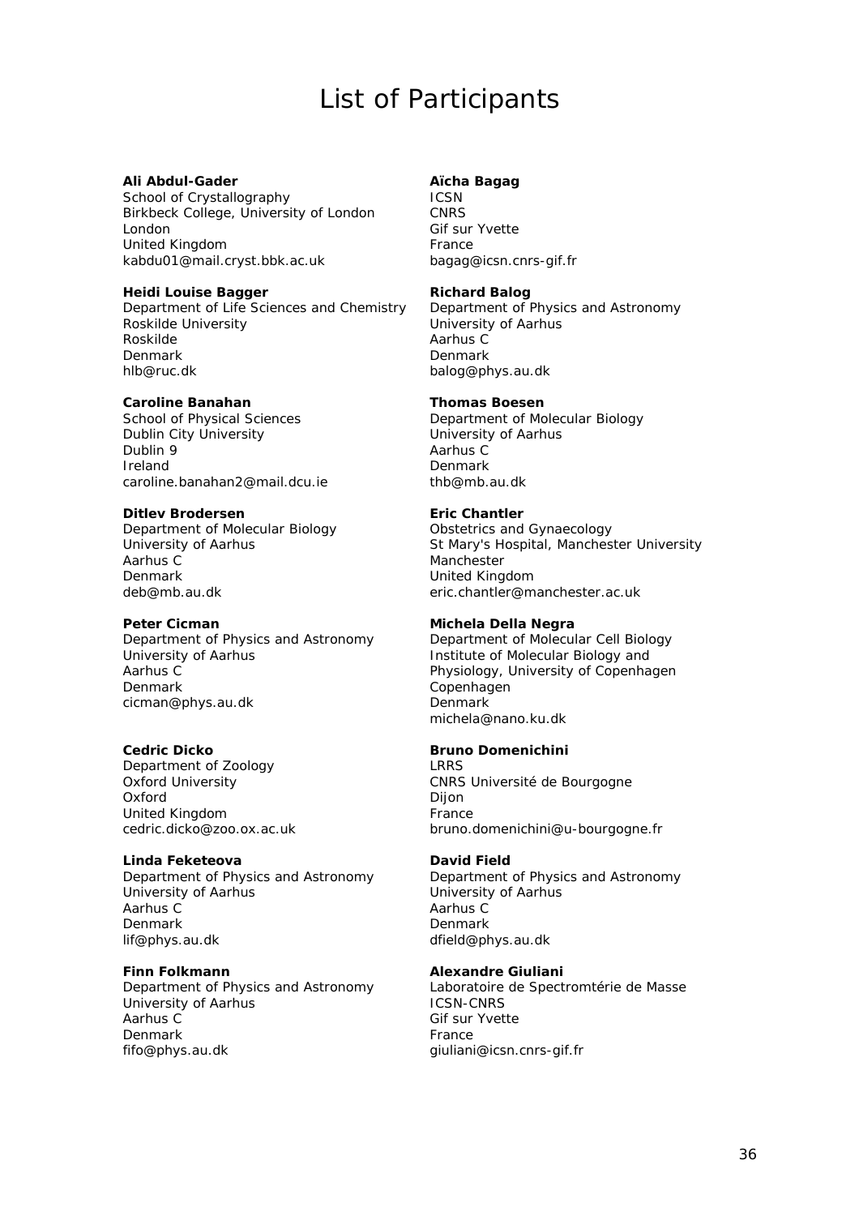# List of Participants

**Ali Abdul-Gader**
School of Crystallography
Birkbeck College, University of London
London
United Kingdom
kabdu01@mail.cryst.bbk.ac.uk

**Aïcha Bagag**
ICSN
CNRS
Gif sur Yvette
France
bagag@icsn.cnrs-gif.fr

**Heidi Louise Bagger**
Department of Life Sciences and Chemistry
Roskilde University
Roskilde
Denmark
hlb@ruc.dk

**Richard Balog**
Department of Physics and Astronomy
University of Aarhus
Aarhus C
Denmark
balog@phys.au.dk

**Caroline Banahan**
School of Physical Sciences
Dublin City University
Dublin 9
Ireland
caroline.banahan2@mail.dcu.ie

**Thomas Boesen**
Department of Molecular Biology
University of Aarhus
Aarhus C
Denmark
thb@mb.au.dk

**Ditlev Brodersen**
Department of Molecular Biology
University of Aarhus
Aarhus C
Denmark
deb@mb.au.dk

**Eric Chantler**
Obstetrics and Gynaecology
St Mary's Hospital, Manchester University
Manchester
United Kingdom
eric.chantler@manchester.ac.uk

**Peter Cicman**
Department of Physics and Astronomy
University of Aarhus
Aarhus C
Denmark
cicman@phys.au.dk

**Michela Della Negra**
Department of Molecular Cell Biology
Institute of Molecular Biology and Physiology, University of Copenhagen
Copenhagen
Denmark
michela@nano.ku.dk

**Cedric Dicko**
Department of Zoology
Oxford University
Oxford
United Kingdom
cedric.dicko@zoo.ox.ac.uk

**Bruno Domenichini**
LRRS
CNRS Université de Bourgogne
Dijon
France
bruno.domenichini@u-bourgogne.fr

**Linda Feketeova**
Department of Physics and Astronomy
University of Aarhus
Aarhus C
Denmark
lif@phys.au.dk

**David Field**
Department of Physics and Astronomy
University of Aarhus
Aarhus C
Denmark
dfield@phys.au.dk

**Finn Folkmann**
Department of Physics and Astronomy
University of Aarhus
Aarhus C
Denmark
fifo@phys.au.dk

**Alexandre Giuliani**
Laboratoire de Spectromtérie de Masse
ICSN-CNRS
Gif sur Yvette
France
giuliani@icsn.cnrs-gif.fr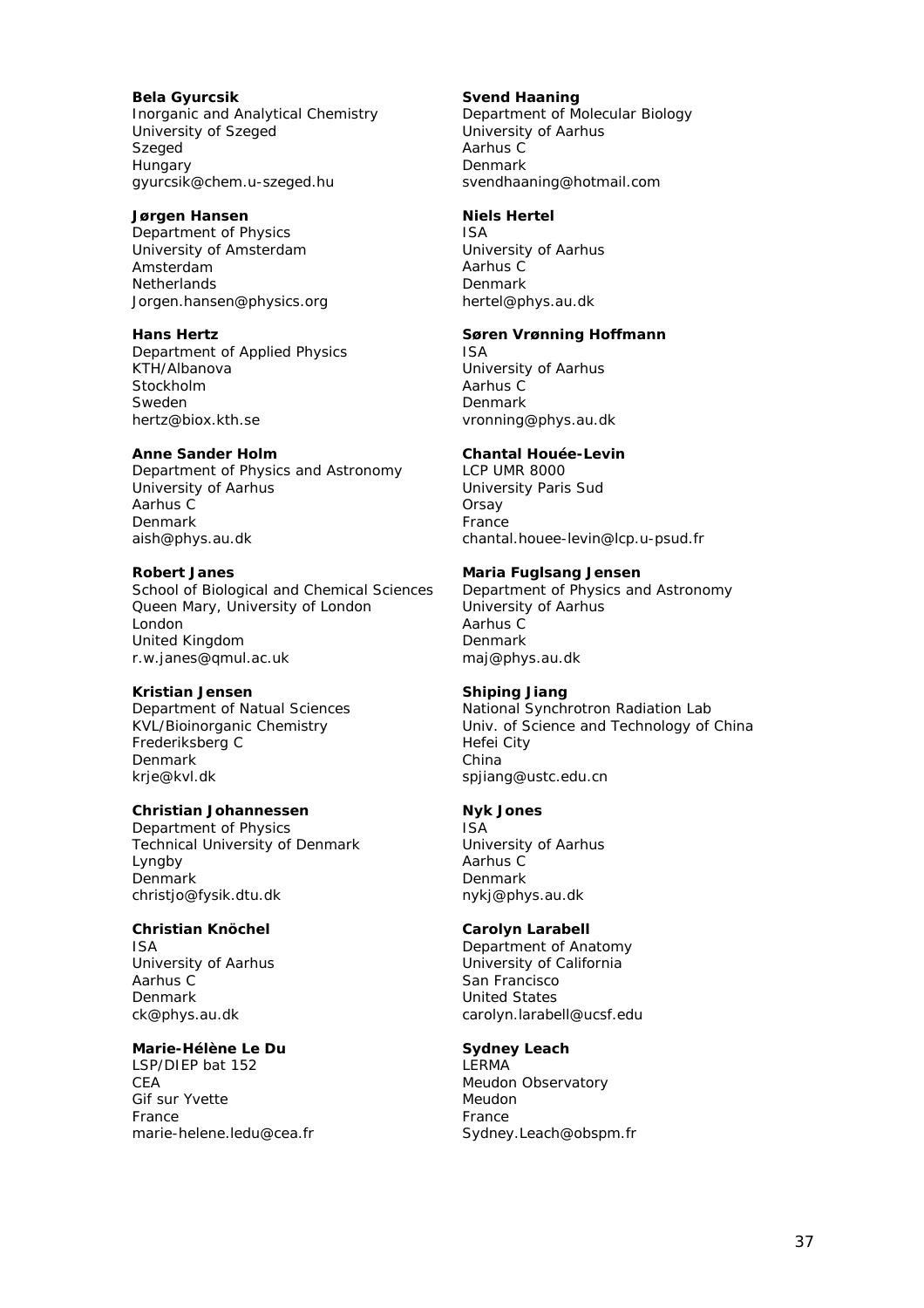**Bela Gyurcsik**
Inorganic and Analytical Chemistry
University of Szeged
Szeged
Hungary
gyurcsik@chem.u-szeged.hu

**Jørgen Hansen**
Department of Physics
University of Amsterdam
Amsterdam
Netherlands
Jorgen.hansen@physics.org

**Hans Hertz**
Department of Applied Physics
KTH/Albanova
Stockholm
Sweden
hertz@biox.kth.se

**Anne Sander Holm**
Department of Physics and Astronomy
University of Aarhus
Aarhus C
Denmark
aish@phys.au.dk

**Robert Janes**
School of Biological and Chemical Sciences
Queen Mary, University of London
London
United Kingdom
r.w.janes@qmul.ac.uk

**Kristian Jensen**
Department of Natual Sciences
KVL/Bioinorganic Chemistry
Frederiksberg C
Denmark
krje@kvl.dk

**Christian Johannessen**
Department of Physics
Technical University of Denmark
Lyngby
Denmark
christjo@fysik.dtu.dk

**Christian Knöchel**
ISA
University of Aarhus
Aarhus C
Denmark
ck@phys.au.dk

**Marie-Hélène Le Du**
LSP/DIEP bat 152
CEA
Gif sur Yvette
France
marie-helene.ledu@cea.fr

**Svend Haaning**
Department of Molecular Biology
University of Aarhus
Aarhus C
Denmark
svendhaaning@hotmail.com

**Niels Hertel**
ISA
University of Aarhus
Aarhus C
Denmark
hertel@phys.au.dk

**Søren Vrønning Hoffmann**
ISA
University of Aarhus
Aarhus C
Denmark
vronning@phys.au.dk

**Chantal Houée-Levin**
LCP UMR 8000
University Paris Sud
Orsay
France
chantal.houee-levin@lcp.u-psud.fr

**Maria Fuglsang Jensen**
Department of Physics and Astronomy
University of Aarhus
Aarhus C
Denmark
maj@phys.au.dk

**Shiping Jiang**
National Synchrotron Radiation Lab
Univ. of Science and Technology of China
Hefei City
China
spjiang@ustc.edu.cn

**Nyk Jones**
ISA
University of Aarhus
Aarhus C
Denmark
nykj@phys.au.dk

**Carolyn Larabell**
Department of Anatomy
University of California
San Francisco
United States
carolyn.larabell@ucsf.edu

**Sydney Leach**
LERMA
Meudon Observatory
Meudon
France
Sydney.Leach@obspm.fr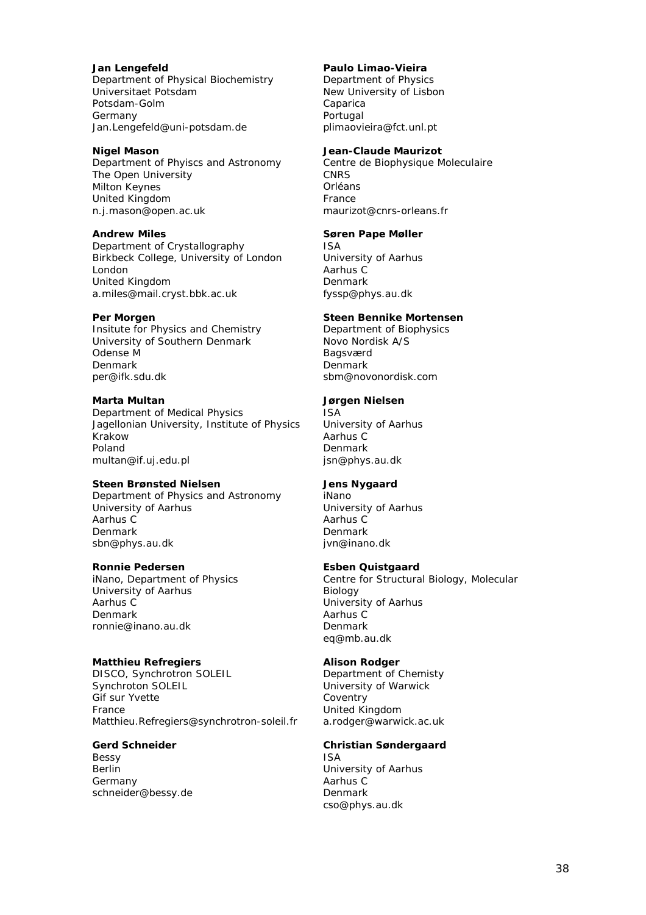**Jan Lengefeld**
Department of Physical Biochemistry
Universitaet Potsdam
Potsdam-Golm
Germany
Jan.Lengefeld@uni-potsdam.de

**Nigel Mason**
Department of Phyiscs and Astronomy
The Open University
Milton Keynes
United Kingdom
n.j.mason@open.ac.uk

**Andrew Miles**
Department of Crystallography
Birkbeck College, University of London
London
United Kingdom
a.miles@mail.cryst.bbk.ac.uk

**Per Morgen**
Insitute for Physics and Chemistry
University of Southern Denmark
Odense M
Denmark
per@ifk.sdu.dk

**Marta Multan**
Department of Medical Physics
Jagellonian University, Institute of Physics
Krakow
Poland
multan@if.uj.edu.pl

**Steen Brønsted Nielsen**
Department of Physics and Astronomy
University of Aarhus
Aarhus C
Denmark
sbn@phys.au.dk

**Ronnie Pedersen**
iNano, Department of Physics
University of Aarhus
Aarhus C
Denmark
ronnie@inano.au.dk

**Matthieu Refregiers**
DISCO, Synchrotron SOLEIL
Synchroton SOLEIL
Gif sur Yvette
France
Matthieu.Refregiers@synchrotron-soleil.fr

**Gerd Schneider**
Bessy
Berlin
Germany
schneider@bessy.de

**Paulo Limao-Vieira**
Department of Physics
New University of Lisbon
Caparica
Portugal
plimaovieira@fct.unl.pt

**Jean-Claude Maurizot**
Centre de Biophysique Moleculaire
CNRS
Orléans
France
maurizot@cnrs-orleans.fr

**Søren Pape Møller**
ISA
University of Aarhus
Aarhus C
Denmark
fyssp@phys.au.dk

**Steen Bennike Mortensen**
Department of Biophysics
Novo Nordisk A/S
Bagsværd
Denmark
sbm@novonordisk.com

**Jørgen Nielsen**
ISA
University of Aarhus
Aarhus C
Denmark
jsn@phys.au.dk

**Jens Nygaard**
iNano
University of Aarhus
Aarhus C
Denmark
jvn@inano.dk

**Esben Quistgaard**
Centre for Structural Biology, Molecular Biology
University of Aarhus
Aarhus C
Denmark
eq@mb.au.dk

**Alison Rodger**
Department of Chemisty
University of Warwick
Coventry
United Kingdom
a.rodger@warwick.ac.uk

**Christian Søndergaard**
ISA
University of Aarhus
Aarhus C
Denmark
cso@phys.au.dk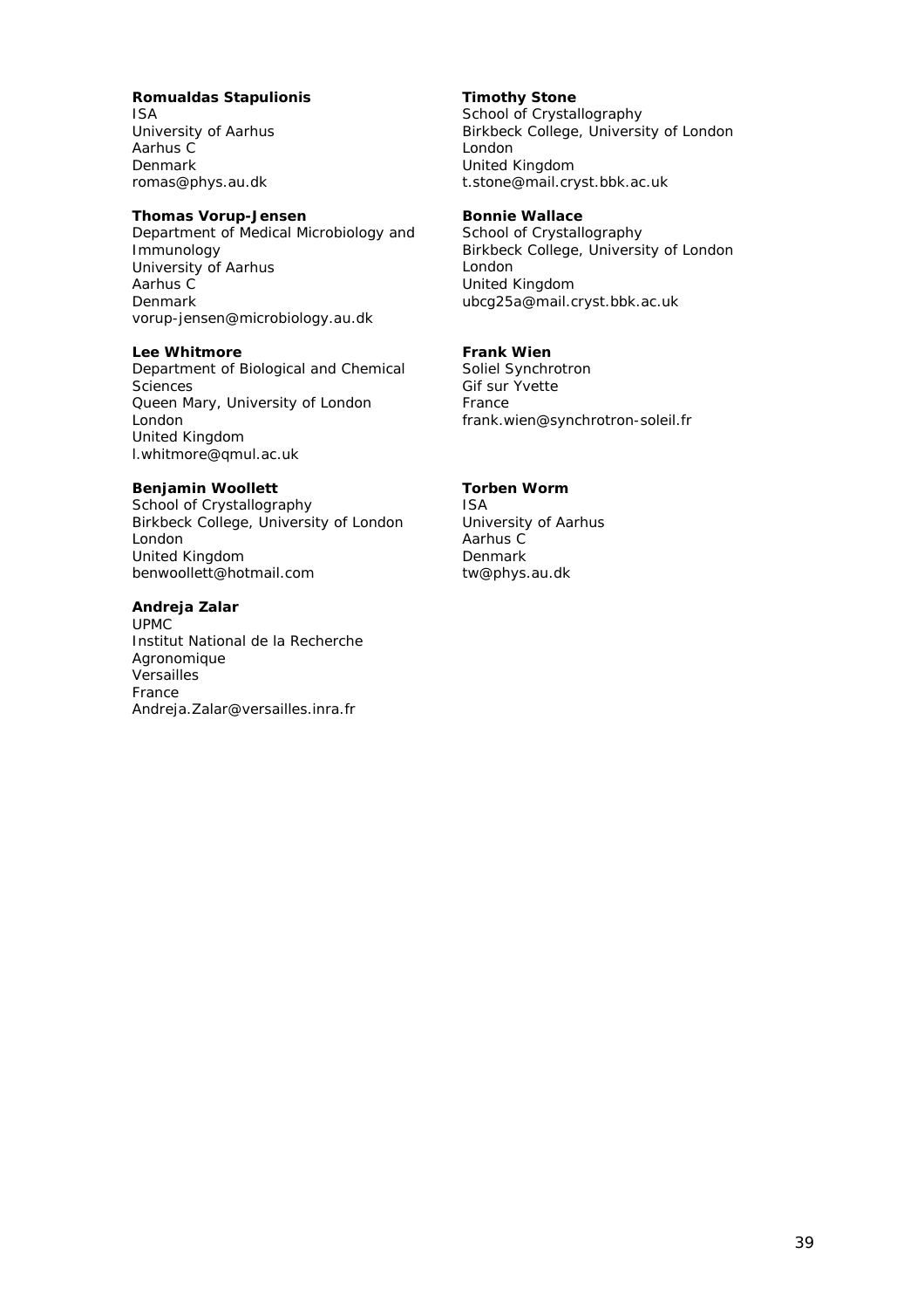**Romualdas Stapulionis**
ISA
University of Aarhus
Aarhus C
Denmark
romas@phys.au.dk

**Timothy Stone**
School of Crystallography
Birkbeck College, University of London
London
United Kingdom
t.stone@mail.cryst.bbk.ac.uk

**Thomas Vorup-Jensen**
Department of Medical Microbiology and Immunology
University of Aarhus
Aarhus C
Denmark
vorup-jensen@microbiology.au.dk

**Bonnie Wallace**
School of Crystallography
Birkbeck College, University of London
London
United Kingdom
ubcg25a@mail.cryst.bbk.ac.uk

**Lee Whitmore**
Department of Biological and Chemical Sciences
Queen Mary, University of London
London
United Kingdom
l.whitmore@qmul.ac.uk

**Frank Wien**
Soliel Synchrotron
Gif sur Yvette
France
frank.wien@synchrotron-soleil.fr

**Benjamin Woollett**
School of Crystallography
Birkbeck College, University of London
London
United Kingdom
benwoollett@hotmail.com

**Torben Worm**
ISA
University of Aarhus
Aarhus C
Denmark
tw@phys.au.dk

**Andreja Zalar**
UPMC
Institut National de la Recherche Agronomique
Versailles
France
Andreja.Zalar@versailles.inra.fr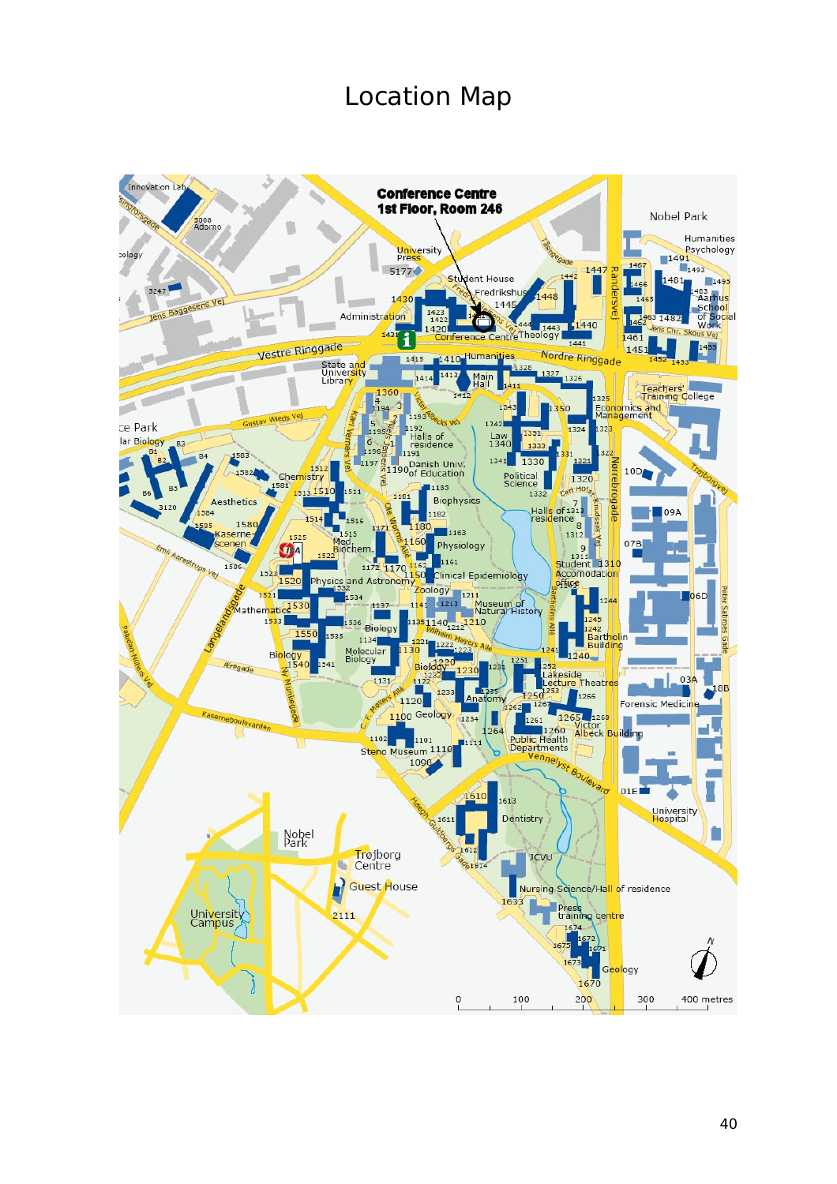# Location Map

**Conference Centre**
**1st Floor, Room 246**